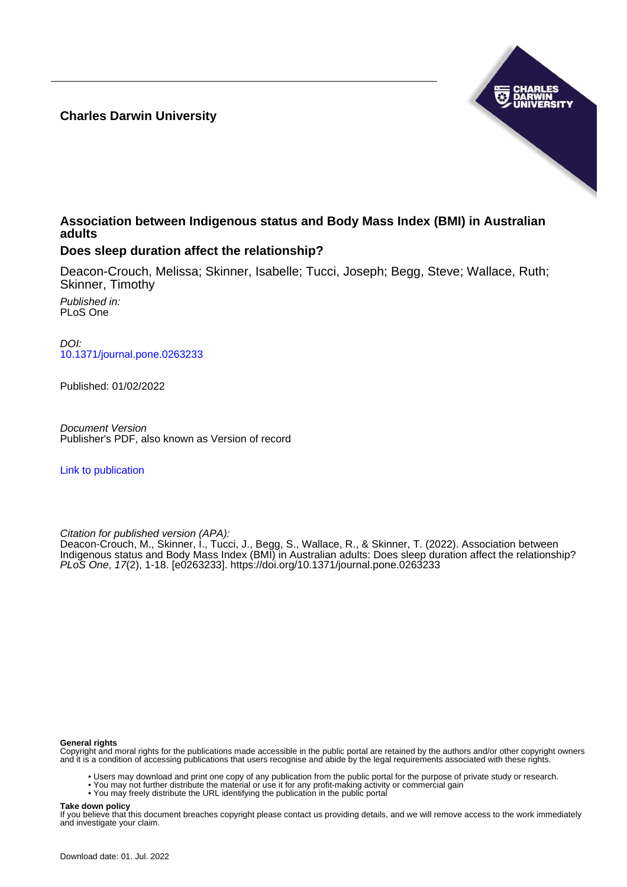**Charles Darwin University**

# Association between Indigenous status and Body Mass Index (BMI) in Australian adults

## Does sleep duration affect the relationship?

Deacon-Crouch, Melissa; Skinner, Isabelle; Tucci, Joseph; Begg, Steve; Wallace, Ruth; Skinner, Timothy

*Published in:*
PLoS One

*DOI:*
10.1371/journal.pone.0263233

Published: 01/02/2022

*Document Version*
Publisher's PDF, also known as Version of record

Link to publication

*Citation for published version (APA):*
Deacon-Crouch, M., Skinner, I., Tucci, J., Begg, S., Wallace, R., & Skinner, T. (2022). Association between Indigenous status and Body Mass Index (BMI) in Australian adults: Does sleep duration affect the relationship? *PLoS One*, *17*(2), 1-18. [e0263233]. https://doi.org/10.1371/journal.pone.0263233

**General rights**
Copyright and moral rights for the publications made accessible in the public portal are retained by the authors and/or other copyright owners and it is a condition of accessing publications that users recognise and abide by the legal requirements associated with these rights.

- Users may download and print one copy of any publication from the public portal for the purpose of private study or research.
- You may not further distribute the material or use it for any profit-making activity or commercial gain
- You may freely distribute the URL identifying the publication in the public portal

**Take down policy**
If you believe that this document breaches copyright please contact us providing details, and we will remove access to the work immediately and investigate your claim.

Download date: 01. Jul. 2022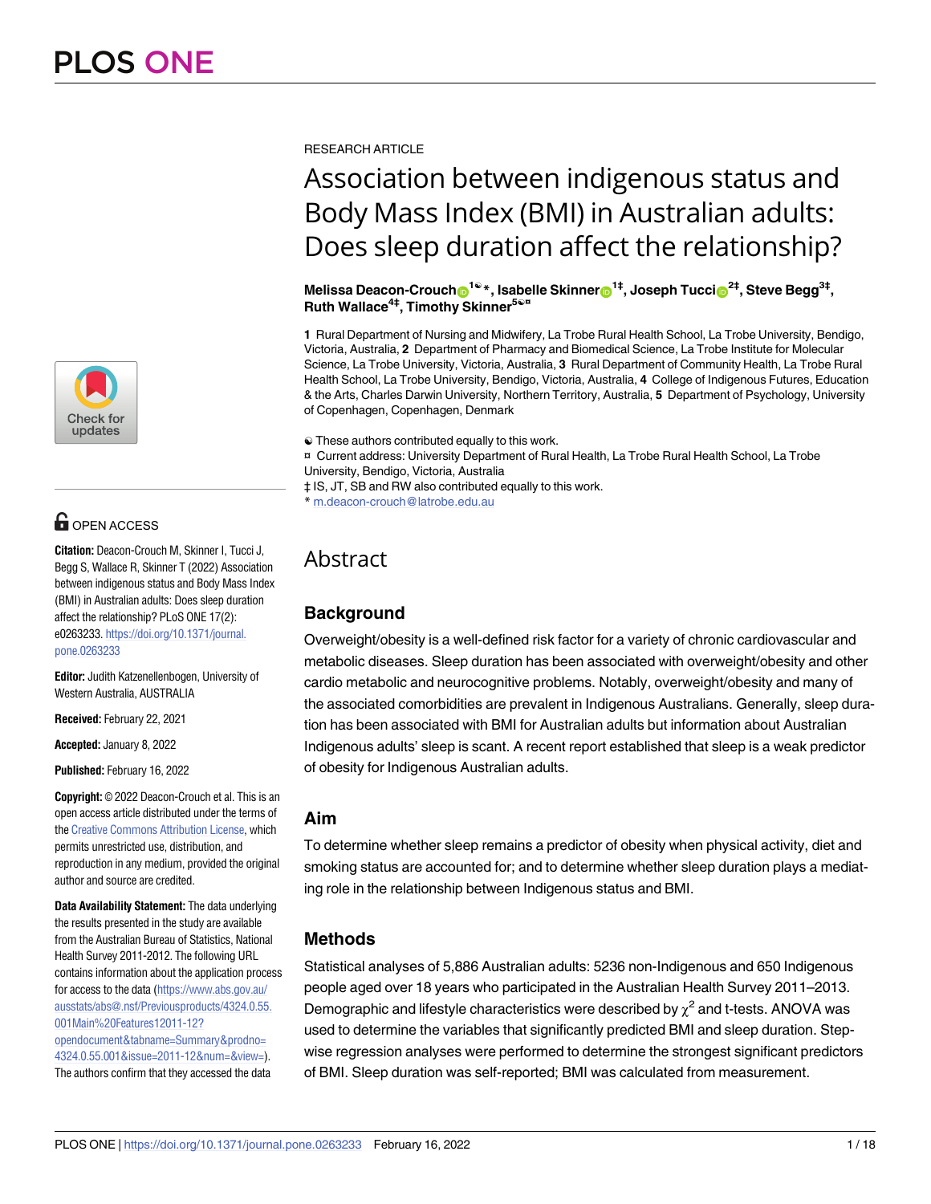PLOS ONE

RESEARCH ARTICLE

# Association between indigenous status and Body Mass Index (BMI) in Australian adults: Does sleep duration affect the relationship?

**Melissa Deacon-Crouch[1☯]*, Isabelle Skinner[1‡], Joseph Tucci[2‡], Steve Begg[3‡], Ruth Wallace[4‡], Timothy Skinner[5☯¤]**

**1** Rural Department of Nursing and Midwifery, La Trobe Rural Health School, La Trobe University, Bendigo, Victoria, Australia, **2** Department of Pharmacy and Biomedical Science, La Trobe Institute for Molecular Science, La Trobe University, Victoria, Australia, **3** Rural Department of Community Health, La Trobe Rural Health School, La Trobe University, Bendigo, Victoria, Australia, **4** College of Indigenous Futures, Education & the Arts, Charles Darwin University, Northern Territory, Australia, **5** Department of Psychology, University of Copenhagen, Copenhagen, Denmark

☯ These authors contributed equally to this work.

¤ Current address: University Department of Rural Health, La Trobe Rural Health School, La Trobe University, Bendigo, Victoria, Australia

‡ IS, JT, SB and RW also contributed equally to this work.

* m.deacon-crouch@latrobe.edu.au

OPEN ACCESS

**Citation:** Deacon-Crouch M, Skinner I, Tucci J, Begg S, Wallace R, Skinner T (2022) Association between indigenous status and Body Mass Index (BMI) in Australian adults: Does sleep duration affect the relationship? PLoS ONE 17(2): e0263233. https://doi.org/10.1371/journal.pone.0263233

**Editor:** Judith Katzenellenbogen, University of Western Australia, AUSTRALIA

**Received:** February 22, 2021

**Accepted:** January 8, 2022

**Published:** February 16, 2022

**Copyright:** © 2022 Deacon-Crouch et al. This is an open access article distributed under the terms of the Creative Commons Attribution License, which permits unrestricted use, distribution, and reproduction in any medium, provided the original author and source are credited.

**Data Availability Statement:** The data underlying the results presented in the study are available from the Australian Bureau of Statistics, National Health Survey 2011-2012. The following URL contains information about the application process for access to the data (https://www.abs.gov.au/ausstats/abs@.nsf/Previousproducts/4324.0.55.001Main%20Features12011-12?opendocument&tabname=Summary&prodno=4324.0.55.001&issue=2011-12&num=&view=). The authors confirm that they accessed the data

## Abstract

### Background

Overweight/obesity is a well-defined risk factor for a variety of chronic cardiovascular and metabolic diseases. Sleep duration has been associated with overweight/obesity and other cardio metabolic and neurocognitive problems. Notably, overweight/obesity and many of the associated comorbidities are prevalent in Indigenous Australians. Generally, sleep duration has been associated with BMI for Australian adults but information about Australian Indigenous adults' sleep is scant. A recent report established that sleep is a weak predictor of obesity for Indigenous Australian adults.

### Aim

To determine whether sleep remains a predictor of obesity when physical activity, diet and smoking status are accounted for; and to determine whether sleep duration plays a mediating role in the relationship between Indigenous status and BMI.

### Methods

Statistical analyses of 5,886 Australian adults: 5236 non-Indigenous and 650 Indigenous people aged over 18 years who participated in the Australian Health Survey 2011–2013. Demographic and lifestyle characteristics were described by $\chi^2$ and t-tests. ANOVA was used to determine the variables that significantly predicted BMI and sleep duration. Stepwise regression analyses were performed to determine the strongest significant predictors of BMI. Sleep duration was self-reported; BMI was calculated from measurement.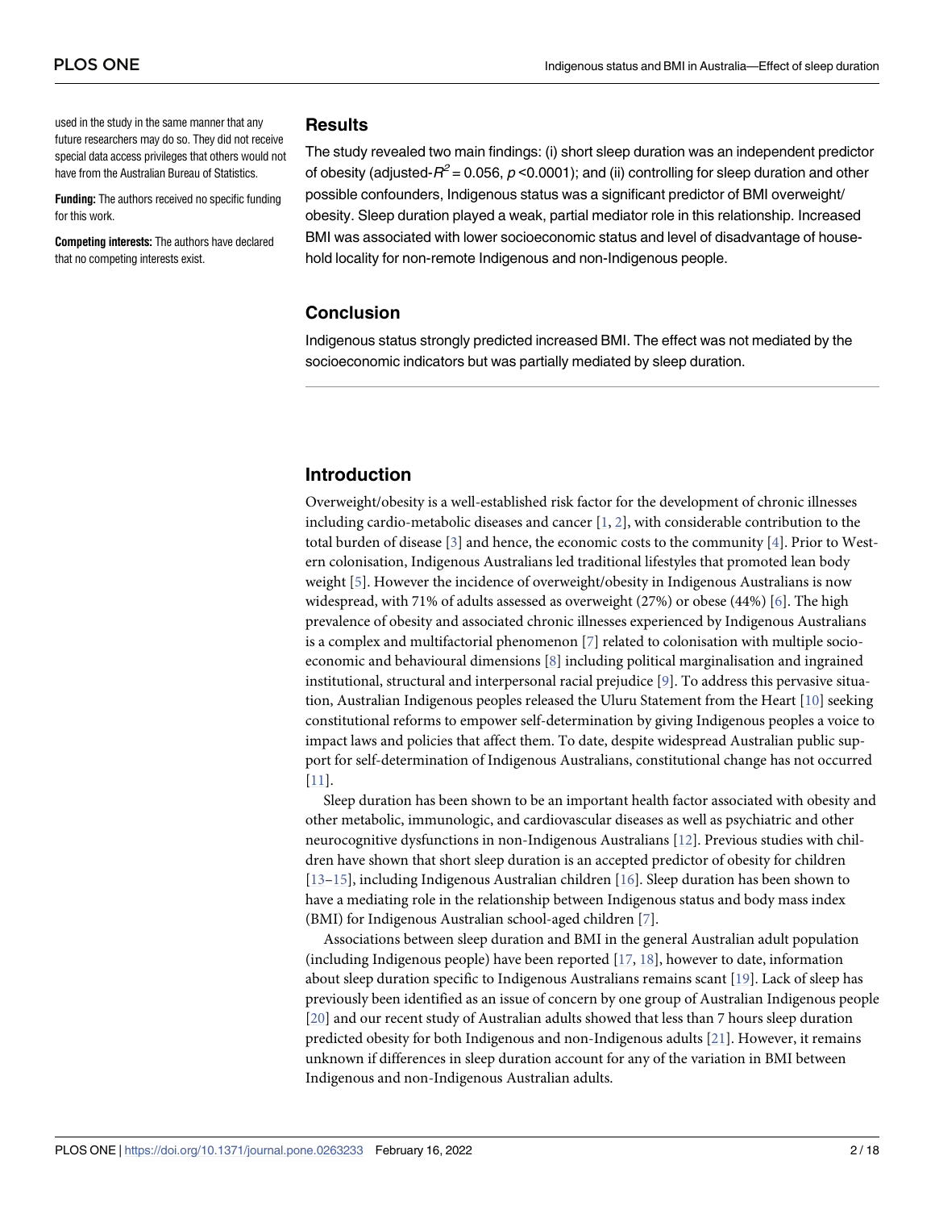used in the study in the same manner that any future researchers may do so. They did not receive special data access privileges that others would not have from the Australian Bureau of Statistics.

**Funding:** The authors received no specific funding for this work.

**Competing interests:** The authors have declared that no competing interests exist.

## Results

The study revealed two main findings: (i) short sleep duration was an independent predictor of obesity (adjusted-$R^2$ = 0.056, $p$ <0.0001); and (ii) controlling for sleep duration and other possible confounders, Indigenous status was a significant predictor of BMI overweight/obesity. Sleep duration played a weak, partial mediator role in this relationship. Increased BMI was associated with lower socioeconomic status and level of disadvantage of household locality for non-remote Indigenous and non-Indigenous people.

## Conclusion

Indigenous status strongly predicted increased BMI. The effect was not mediated by the socioeconomic indicators but was partially mediated by sleep duration.

## Introduction

Overweight/obesity is a well-established risk factor for the development of chronic illnesses including cardio-metabolic diseases and cancer [1, 2], with considerable contribution to the total burden of disease [3] and hence, the economic costs to the community [4]. Prior to Western colonisation, Indigenous Australians led traditional lifestyles that promoted lean body weight [5]. However the incidence of overweight/obesity in Indigenous Australians is now widespread, with 71% of adults assessed as overweight (27%) or obese (44%) [6]. The high prevalence of obesity and associated chronic illnesses experienced by Indigenous Australians is a complex and multifactorial phenomenon [7] related to colonisation with multiple socio-economic and behavioural dimensions [8] including political marginalisation and ingrained institutional, structural and interpersonal racial prejudice [9]. To address this pervasive situation, Australian Indigenous peoples released the Uluru Statement from the Heart [10] seeking constitutional reforms to empower self-determination by giving Indigenous peoples a voice to impact laws and policies that affect them. To date, despite widespread Australian public support for self-determination of Indigenous Australians, constitutional change has not occurred [11].

Sleep duration has been shown to be an important health factor associated with obesity and other metabolic, immunologic, and cardiovascular diseases as well as psychiatric and other neurocognitive dysfunctions in non-Indigenous Australians [12]. Previous studies with children have shown that short sleep duration is an accepted predictor of obesity for children [13–15], including Indigenous Australian children [16]. Sleep duration has been shown to have a mediating role in the relationship between Indigenous status and body mass index (BMI) for Indigenous Australian school-aged children [7].

Associations between sleep duration and BMI in the general Australian adult population (including Indigenous people) have been reported [17, 18], however to date, information about sleep duration specific to Indigenous Australians remains scant [19]. Lack of sleep has previously been identified as an issue of concern by one group of Australian Indigenous people [20] and our recent study of Australian adults showed that less than 7 hours sleep duration predicted obesity for both Indigenous and non-Indigenous adults [21]. However, it remains unknown if differences in sleep duration account for any of the variation in BMI between Indigenous and non-Indigenous Australian adults.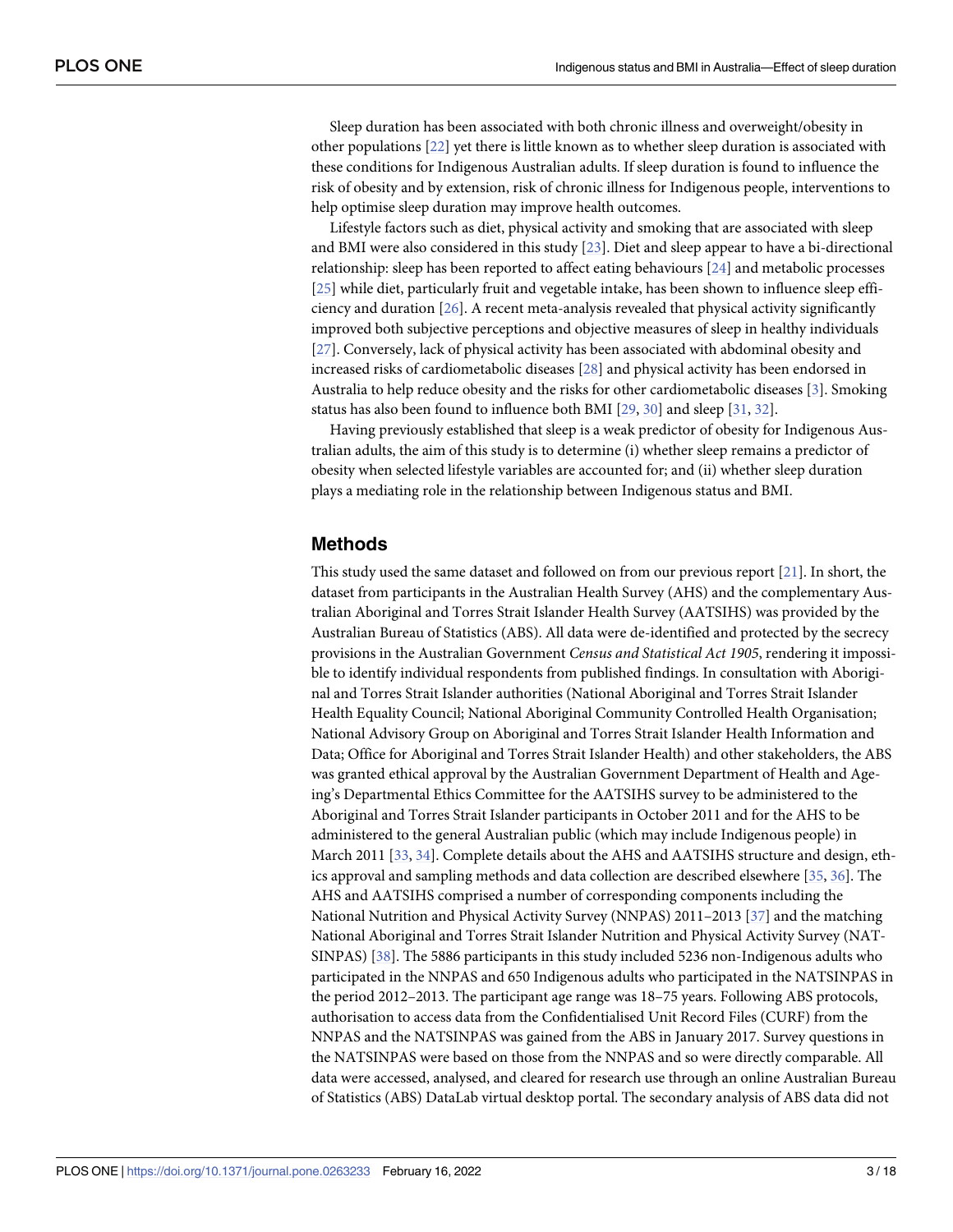Sleep duration has been associated with both chronic illness and overweight/obesity in other populations [22] yet there is little known as to whether sleep duration is associated with these conditions for Indigenous Australian adults. If sleep duration is found to influence the risk of obesity and by extension, risk of chronic illness for Indigenous people, interventions to help optimise sleep duration may improve health outcomes.

Lifestyle factors such as diet, physical activity and smoking that are associated with sleep and BMI were also considered in this study [23]. Diet and sleep appear to have a bi-directional relationship: sleep has been reported to affect eating behaviours [24] and metabolic processes [25] while diet, particularly fruit and vegetable intake, has been shown to influence sleep efficiency and duration [26]. A recent meta-analysis revealed that physical activity significantly improved both subjective perceptions and objective measures of sleep in healthy individuals [27]. Conversely, lack of physical activity has been associated with abdominal obesity and increased risks of cardiometabolic diseases [28] and physical activity has been endorsed in Australia to help reduce obesity and the risks for other cardiometabolic diseases [3]. Smoking status has also been found to influence both BMI [29, 30] and sleep [31, 32].

Having previously established that sleep is a weak predictor of obesity for Indigenous Australian adults, the aim of this study is to determine (i) whether sleep remains a predictor of obesity when selected lifestyle variables are accounted for; and (ii) whether sleep duration plays a mediating role in the relationship between Indigenous status and BMI.

## Methods

This study used the same dataset and followed on from our previous report [21]. In short, the dataset from participants in the Australian Health Survey (AHS) and the complementary Australian Aboriginal and Torres Strait Islander Health Survey (AATSIHS) was provided by the Australian Bureau of Statistics (ABS). All data were de-identified and protected by the secrecy provisions in the Australian Government *Census and Statistical Act 1905*, rendering it impossible to identify individual respondents from published findings. In consultation with Aboriginal and Torres Strait Islander authorities (National Aboriginal and Torres Strait Islander Health Equality Council; National Aboriginal Community Controlled Health Organisation; National Advisory Group on Aboriginal and Torres Strait Islander Health Information and Data; Office for Aboriginal and Torres Strait Islander Health) and other stakeholders, the ABS was granted ethical approval by the Australian Government Department of Health and Ageing's Departmental Ethics Committee for the AATSIHS survey to be administered to the Aboriginal and Torres Strait Islander participants in October 2011 and for the AHS to be administered to the general Australian public (which may include Indigenous people) in March 2011 [33, 34]. Complete details about the AHS and AATSIHS structure and design, ethics approval and sampling methods and data collection are described elsewhere [35, 36]. The AHS and AATSIHS comprised a number of corresponding components including the National Nutrition and Physical Activity Survey (NNPAS) 2011–2013 [37] and the matching National Aboriginal and Torres Strait Islander Nutrition and Physical Activity Survey (NATSINPAS) [38]. The 5886 participants in this study included 5236 non-Indigenous adults who participated in the NNPAS and 650 Indigenous adults who participated in the NATSINPAS in the period 2012–2013. The participant age range was 18–75 years. Following ABS protocols, authorisation to access data from the Confidentialised Unit Record Files (CURF) from the NNPAS and the NATSINPAS was gained from the ABS in January 2017. Survey questions in the NATSINPAS were based on those from the NNPAS and so were directly comparable. All data were accessed, analysed, and cleared for research use through an online Australian Bureau of Statistics (ABS) DataLab virtual desktop portal. The secondary analysis of ABS data did not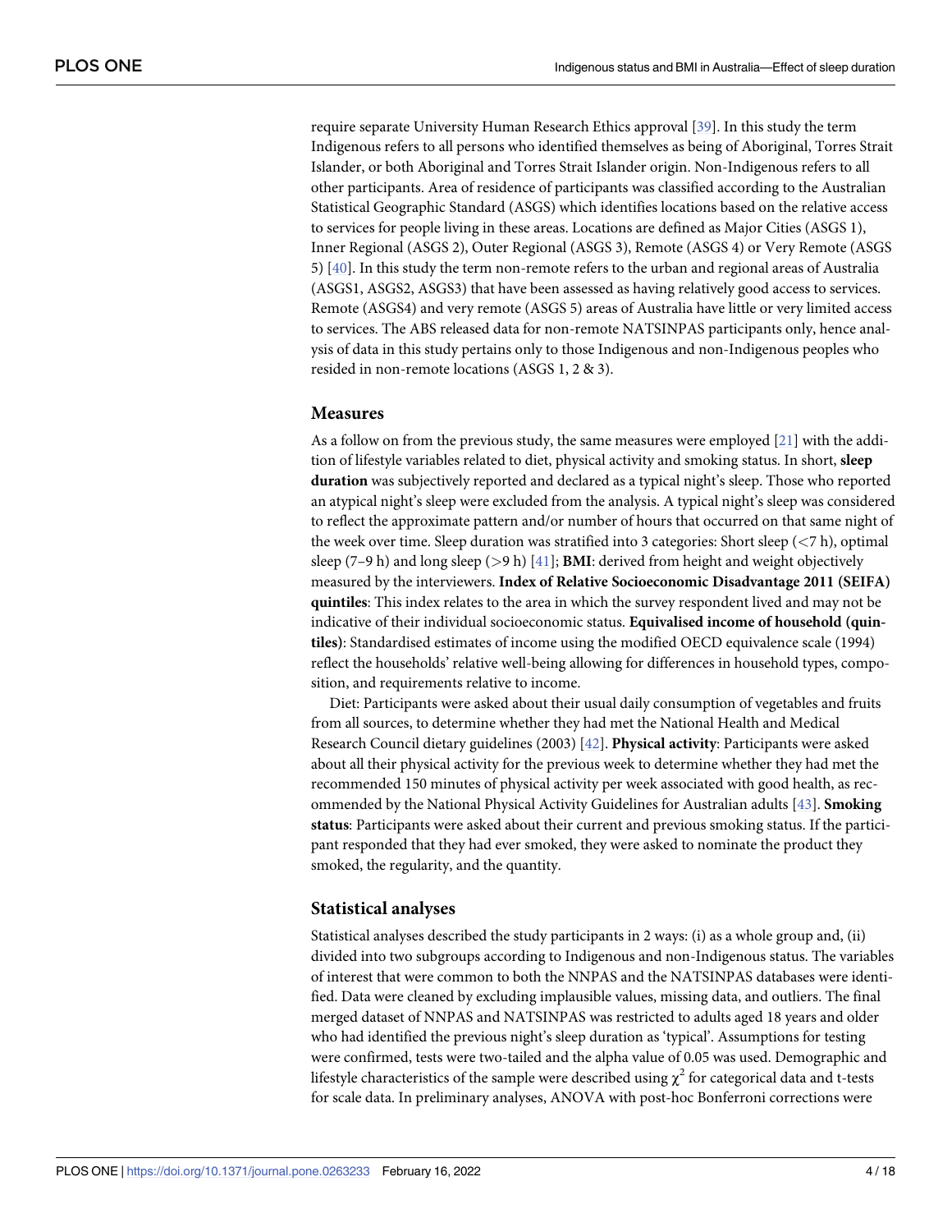require separate University Human Research Ethics approval [39]. In this study the term Indigenous refers to all persons who identified themselves as being of Aboriginal, Torres Strait Islander, or both Aboriginal and Torres Strait Islander origin. Non-Indigenous refers to all other participants. Area of residence of participants was classified according to the Australian Statistical Geographic Standard (ASGS) which identifies locations based on the relative access to services for people living in these areas. Locations are defined as Major Cities (ASGS 1), Inner Regional (ASGS 2), Outer Regional (ASGS 3), Remote (ASGS 4) or Very Remote (ASGS 5) [40]. In this study the term non-remote refers to the urban and regional areas of Australia (ASGS1, ASGS2, ASGS3) that have been assessed as having relatively good access to services. Remote (ASGS4) and very remote (ASGS 5) areas of Australia have little or very limited access to services. The ABS released data for non-remote NATSINPAS participants only, hence analysis of data in this study pertains only to those Indigenous and non-Indigenous peoples who resided in non-remote locations (ASGS 1, 2 & 3).

## Measures

As a follow on from the previous study, the same measures were employed [21] with the addition of lifestyle variables related to diet, physical activity and smoking status. In short, **sleep duration** was subjectively reported and declared as a typical night's sleep. Those who reported an atypical night's sleep were excluded from the analysis. A typical night's sleep was considered to reflect the approximate pattern and/or number of hours that occurred on that same night of the week over time. Sleep duration was stratified into 3 categories: Short sleep (<7 h), optimal sleep (7–9 h) and long sleep (>9 h) [41]; **BMI**: derived from height and weight objectively measured by the interviewers. **Index of Relative Socioeconomic Disadvantage 2011 (SEIFA) quintiles**: This index relates to the area in which the survey respondent lived and may not be indicative of their individual socioeconomic status. **Equivalised income of household (quintiles)**: Standardised estimates of income using the modified OECD equivalence scale (1994) reflect the households' relative well-being allowing for differences in household types, composition, and requirements relative to income.

Diet: Participants were asked about their usual daily consumption of vegetables and fruits from all sources, to determine whether they had met the National Health and Medical Research Council dietary guidelines (2003) [42]. **Physical activity**: Participants were asked about all their physical activity for the previous week to determine whether they had met the recommended 150 minutes of physical activity per week associated with good health, as recommended by the National Physical Activity Guidelines for Australian adults [43]. **Smoking status**: Participants were asked about their current and previous smoking status. If the participant responded that they had ever smoked, they were asked to nominate the product they smoked, the regularity, and the quantity.

## Statistical analyses

Statistical analyses described the study participants in 2 ways: (i) as a whole group and, (ii) divided into two subgroups according to Indigenous and non-Indigenous status. The variables of interest that were common to both the NNPAS and the NATSINPAS databases were identified. Data were cleaned by excluding implausible values, missing data, and outliers. The final merged dataset of NNPAS and NATSINPAS was restricted to adults aged 18 years and older who had identified the previous night's sleep duration as 'typical'. Assumptions for testing were confirmed, tests were two-tailed and the alpha value of 0.05 was used. Demographic and lifestyle characteristics of the sample were described using $\chi^2$ for categorical data and t-tests for scale data. In preliminary analyses, ANOVA with post-hoc Bonferroni corrections were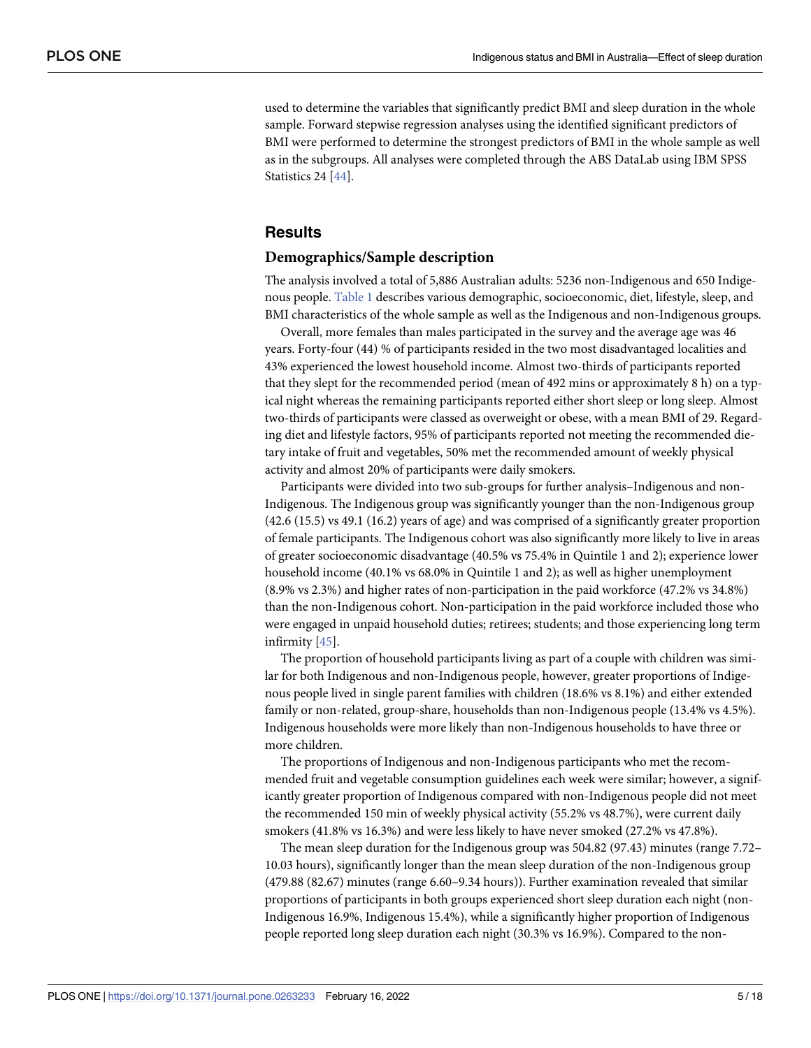used to determine the variables that significantly predict BMI and sleep duration in the whole sample. Forward stepwise regression analyses using the identified significant predictors of BMI were performed to determine the strongest predictors of BMI in the whole sample as well as in the subgroups. All analyses were completed through the ABS DataLab using IBM SPSS Statistics 24 [44].

## Results

### Demographics/Sample description

The analysis involved a total of 5,886 Australian adults: 5236 non-Indigenous and 650 Indigenous people. Table 1 describes various demographic, socioeconomic, diet, lifestyle, sleep, and BMI characteristics of the whole sample as well as the Indigenous and non-Indigenous groups.

Overall, more females than males participated in the survey and the average age was 46 years. Forty-four (44) % of participants resided in the two most disadvantaged localities and 43% experienced the lowest household income. Almost two-thirds of participants reported that they slept for the recommended period (mean of 492 mins or approximately 8 h) on a typical night whereas the remaining participants reported either short sleep or long sleep. Almost two-thirds of participants were classed as overweight or obese, with a mean BMI of 29. Regarding diet and lifestyle factors, 95% of participants reported not meeting the recommended dietary intake of fruit and vegetables, 50% met the recommended amount of weekly physical activity and almost 20% of participants were daily smokers.

Participants were divided into two sub-groups for further analysis–Indigenous and non-Indigenous. The Indigenous group was significantly younger than the non-Indigenous group (42.6 (15.5) vs 49.1 (16.2) years of age) and was comprised of a significantly greater proportion of female participants. The Indigenous cohort was also significantly more likely to live in areas of greater socioeconomic disadvantage (40.5% vs 75.4% in Quintile 1 and 2); experience lower household income (40.1% vs 68.0% in Quintile 1 and 2); as well as higher unemployment (8.9% vs 2.3%) and higher rates of non-participation in the paid workforce (47.2% vs 34.8%) than the non-Indigenous cohort. Non-participation in the paid workforce included those who were engaged in unpaid household duties; retirees; students; and those experiencing long term infirmity [45].

The proportion of household participants living as part of a couple with children was similar for both Indigenous and non-Indigenous people, however, greater proportions of Indigenous people lived in single parent families with children (18.6% vs 8.1%) and either extended family or non-related, group-share, households than non-Indigenous people (13.4% vs 4.5%). Indigenous households were more likely than non-Indigenous households to have three or more children.

The proportions of Indigenous and non-Indigenous participants who met the recommended fruit and vegetable consumption guidelines each week were similar; however, a significantly greater proportion of Indigenous compared with non-Indigenous people did not meet the recommended 150 min of weekly physical activity (55.2% vs 48.7%), were current daily smokers (41.8% vs 16.3%) and were less likely to have never smoked (27.2% vs 47.8%).

The mean sleep duration for the Indigenous group was 504.82 (97.43) minutes (range 7.72–10.03 hours), significantly longer than the mean sleep duration of the non-Indigenous group (479.88 (82.67) minutes (range 6.60–9.34 hours)). Further examination revealed that similar proportions of participants in both groups experienced short sleep duration each night (non-Indigenous 16.9%, Indigenous 15.4%), while a significantly higher proportion of Indigenous people reported long sleep duration each night (30.3% vs 16.9%). Compared to the non-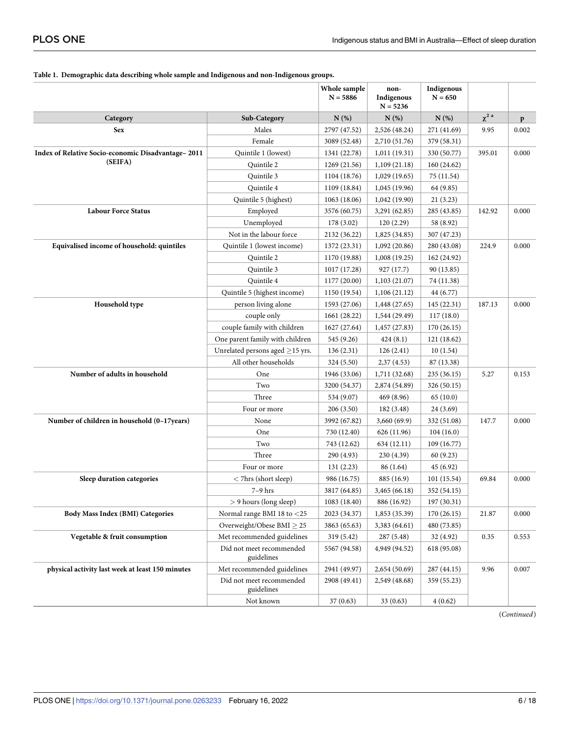**Table 1. Demographic data describing whole sample and Indigenous and non-Indigenous groups.**

| | | Whole sample N = 5886 | non-Indigenous N = 5236 | Indigenous N = 650 | | |
|---|---|---|---|---|---|---|
| Category | Sub-Category | N (%) | N (%) | N (%) | $\chi^2$ [a] | p |
| Sex | Males | 2797 (47.52) | 2,526 (48.24) | 271 (41.69) | 9.95 | 0.002 |
| | Female | 3089 (52.48) | 2,710 (51.76) | 379 (58.31) | | |
| Index of Relative Socio-economic Disadvantage– 2011 (SEIFA) | Quintile 1 (lowest) | 1341 (22.78) | 1,011 (19.31) | 330 (50.77) | 395.01 | 0.000 |
| | Quintile 2 | 1269 (21.56) | 1,109 (21.18) | 160 (24.62) | | |
| | Quintile 3 | 1104 (18.76) | 1,029 (19.65) | 75 (11.54) | | |
| | Quintile 4 | 1109 (18.84) | 1,045 (19.96) | 64 (9.85) | | |
| | Quintile 5 (highest) | 1063 (18.06) | 1,042 (19.90) | 21 (3.23) | | |
| Labour Force Status | Employed | 3576 (60.75) | 3,291 (62.85) | 285 (43.85) | 142.92 | 0.000 |
| | Unemployed | 178 (3.02) | 120 (2.29) | 58 (8.92) | | |
| | Not in the labour force | 2132 (36.22) | 1,825 (34.85) | 307 (47.23) | | |
| Equivalised income of household: quintiles | Quintile 1 (lowest income) | 1372 (23.31) | 1,092 (20.86) | 280 (43.08) | 224.9 | 0.000 |
| | Quintile 2 | 1170 (19.88) | 1,008 (19.25) | 162 (24.92) | | |
| | Quintile 3 | 1017 (17.28) | 927 (17.7) | 90 (13.85) | | |
| | Quintile 4 | 1177 (20.00) | 1,103 (21.07) | 74 (11.38) | | |
| | Quintile 5 (highest income) | 1150 (19.54) | 1,106 (21.12) | 44 (6.77) | | |
| Household type | person living alone | 1593 (27.06) | 1,448 (27.65) | 145 (22.31) | 187.13 | 0.000 |
| | couple only | 1661 (28.22) | 1,544 (29.49) | 117 (18.0) | | |
| | couple family with children | 1627 (27.64) | 1,457 (27.83) | 170 (26.15) | | |
| | One parent family with children | 545 (9.26) | 424 (8.1) | 121 (18.62) | | |
| | Unrelated persons aged ≥15 yrs. | 136 (2.31) | 126 (2.41) | 10 (1.54) | | |
| | All other households | 324 (5.50) | 2,37 (4.53) | 87 (13.38) | | |
| Number of adults in household | One | 1946 (33.06) | 1,711 (32.68) | 235 (36.15) | 5.27 | 0.153 |
| | Two | 3200 (54.37) | 2,874 (54.89) | 326 (50.15) | | |
| | Three | 534 (9.07) | 469 (8.96) | 65 (10.0) | | |
| | Four or more | 206 (3.50) | 182 (3.48) | 24 (3.69) | | |
| Number of children in household (0–17years) | None | 3992 (67.82) | 3,660 (69.9) | 332 (51.08) | 147.7 | 0.000 |
| | One | 730 (12.40) | 626 (11.96) | 104 (16.0) | | |
| | Two | 743 (12.62) | 634 (12.11) | 109 (16.77) | | |
| | Three | 290 (4.93) | 230 (4.39) | 60 (9.23) | | |
| | Four or more | 131 (2.23) | 86 (1.64) | 45 (6.92) | | |
| Sleep duration categories | < 7hrs (short sleep) | 986 (16.75) | 885 (16.9) | 101 (15.54) | 69.84 | 0.000 |
| | 7–9 hrs | 3817 (64.85) | 3,465 (66.18) | 352 (54.15) | | |
| | > 9 hours (long sleep) | 1083 (18.40) | 886 (16.92) | 197 (30.31) | | |
| Body Mass Index (BMI) Categories | Normal range BMI 18 to <25 | 2023 (34.37) | 1,853 (35.39) | 170 (26.15) | 21.87 | 0.000 |
| | Overweight/Obese BMI ≥ 25 | 3863 (65.63) | 3,383 (64.61) | 480 (73.85) | | |
| Vegetable & fruit consumption | Met recommended guidelines | 319 (5.42) | 287 (5.48) | 32 (4.92) | 0.35 | 0.553 |
| | Did not meet recommended guidelines | 5567 (94.58) | 4,949 (94.52) | 618 (95.08) | | |
| physical activity last week at least 150 minutes | Met recommended guidelines | 2941 (49.97) | 2,654 (50.69) | 287 (44.15) | 9.96 | 0.007 |
| | Did not meet recommended guidelines | 2908 (49.41) | 2,549 (48.68) | 359 (55.23) | | |
| | Not known | 37 (0.63) | 33 (0.63) | 4 (0.62) | | |

(*Continued*)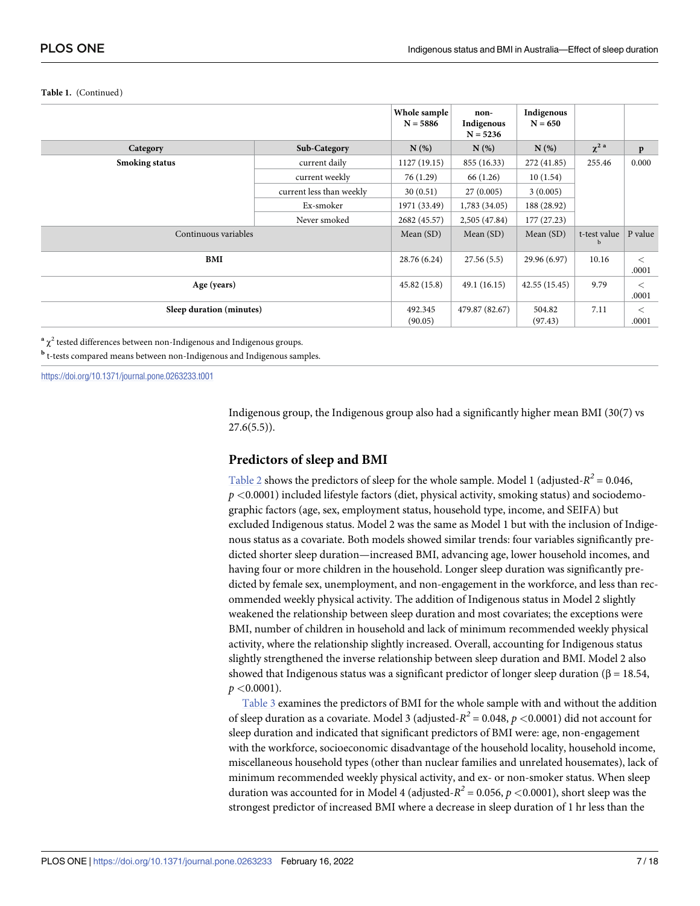**Table 1.** (Continued)

| Category | Sub-Category | Whole sample N = 5886 | non-Indigenous N = 5236 | Indigenous N = 650 | | |
|---|---|---|---|---|---|---|
| | | N (%) | N (%) | N (%) | $\chi^2$ [a] | p |
| **Smoking status** | current daily | 1127 (19.15) | 855 (16.33) | 272 (41.85) | 255.46 | 0.000 |
| | current weekly | 76 (1.29) | 66 (1.26) | 10 (1.54) | | |
| | current less than weekly | 30 (0.51) | 27 (0.005) | 3 (0.005) | | |
| | Ex-smoker | 1971 (33.49) | 1,783 (34.05) | 188 (28.92) | | |
| | Never smoked | 2682 (45.57) | 2,505 (47.84) | 177 (27.23) | | |
| Continuous variables | | Mean (SD) | Mean (SD) | Mean (SD) | t-test value [b] | P value |
| **BMI** | | 28.76 (6.24) | 27.56 (5.5) | 29.96 (6.97) | 10.16 | < .0001 |
| **Age (years)** | | 45.82 (15.8) | 49.1 (16.15) | 42.55 (15.45) | 9.79 | < .0001 |
| **Sleep duration (minutes)** | | 492.345 (90.05) | 479.87 (82.67) | 504.82 (97.43) | 7.11 | < .0001 |

[a] $\chi^2$ tested differences between non-Indigenous and Indigenous groups.

[b] t-tests compared means between non-Indigenous and Indigenous samples.

https://doi.org/10.1371/journal.pone.0263233.t001

Indigenous group, the Indigenous group also had a significantly higher mean BMI (30(7) vs 27.6(5.5)).

## Predictors of sleep and BMI

Table 2 shows the predictors of sleep for the whole sample. Model 1 (adjusted-$R^2$ = 0.046, $p < 0.0001$) included lifestyle factors (diet, physical activity, smoking status) and sociodemographic factors (age, sex, employment status, household type, income, and SEIFA) but excluded Indigenous status. Model 2 was the same as Model 1 but with the inclusion of Indigenous status as a covariate. Both models showed similar trends: four variables significantly predicted shorter sleep duration—increased BMI, advancing age, lower household incomes, and having four or more children in the household. Longer sleep duration was significantly predicted by female sex, unemployment, and non-engagement in the workforce, and less than recommended weekly physical activity. The addition of Indigenous status in Model 2 slightly weakened the relationship between sleep duration and most covariates; the exceptions were BMI, number of children in household and lack of minimum recommended weekly physical activity, where the relationship slightly increased. Overall, accounting for Indigenous status slightly strengthened the inverse relationship between sleep duration and BMI. Model 2 also showed that Indigenous status was a significant predictor of longer sleep duration ($\beta = 18.54$, $p < 0.0001$).

Table 3 examines the predictors of BMI for the whole sample with and without the addition of sleep duration as a covariate. Model 3 (adjusted-$R^2$ = 0.048, $p < 0.0001$) did not account for sleep duration and indicated that significant predictors of BMI were: age, non-engagement with the workforce, socioeconomic disadvantage of the household locality, household income, miscellaneous household types (other than nuclear families and unrelated housemates), lack of minimum recommended weekly physical activity, and ex- or non-smoker status. When sleep duration was accounted for in Model 4 (adjusted-$R^2$ = 0.056, $p < 0.0001$), short sleep was the strongest predictor of increased BMI where a decrease in sleep duration of 1 hr less than the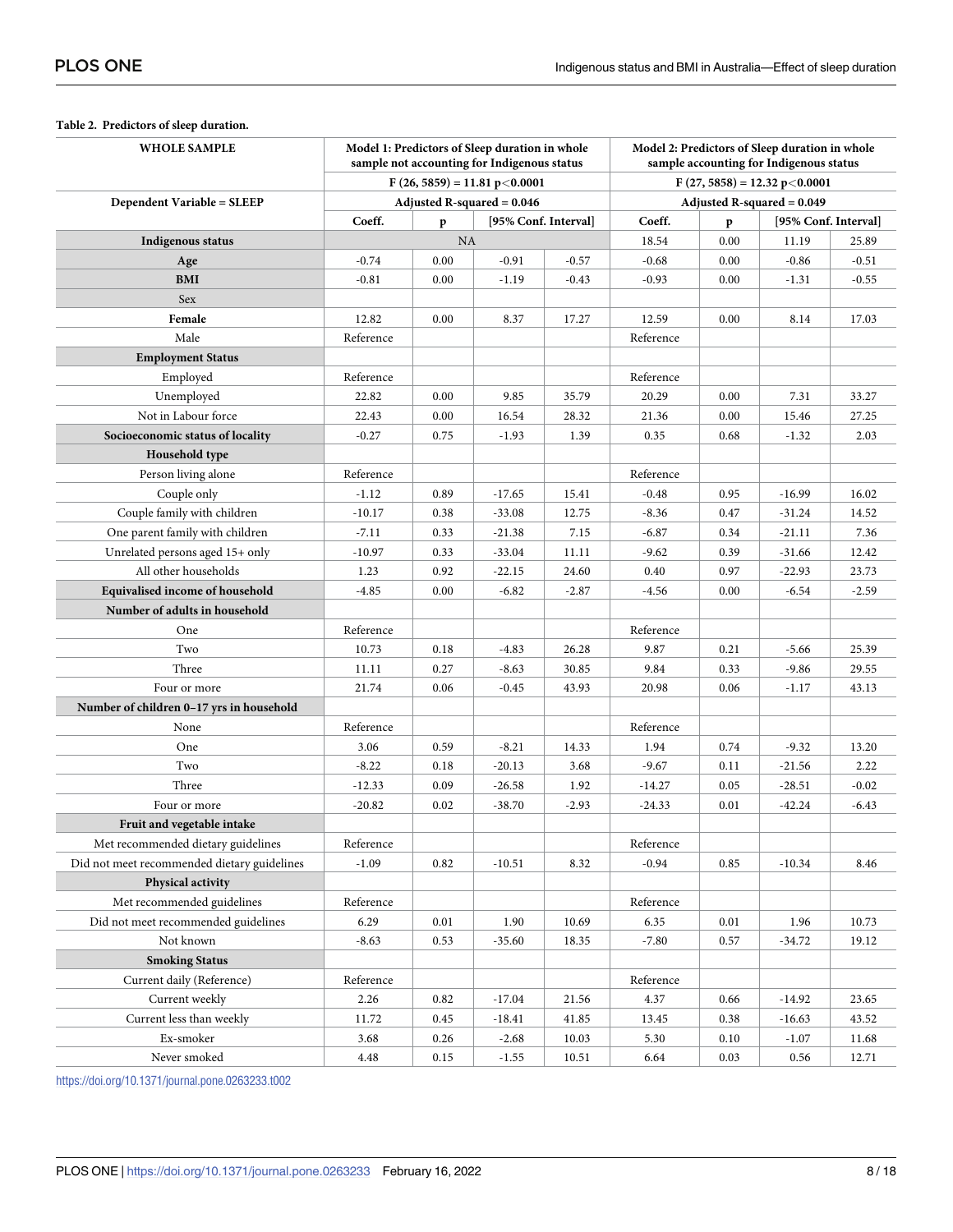**Table 2. Predictors of sleep duration.**

| WHOLE SAMPLE | Model 1: Predictors of Sleep duration in whole sample not accounting for Indigenous status | | | | Model 2: Predictors of Sleep duration in whole sample accounting for Indigenous status | | | |
|---|---|---|---|---|---|---|---|---|
| | $F (26, 5859) = 11.81$ $p<0.0001$ | | | | $F (27, 5858) = 12.32$ $p<0.0001$ | | | |
| **Dependent Variable = SLEEP** | Adjusted R-squared = 0.046 | | | | Adjusted R-squared = 0.049 | | | |
| | Coeff. | p | [95% Conf. Interval] | | Coeff. | p | [95% Conf. Interval] | |
| **Indigenous status** | NA | | | | 18.54 | 0.00 | 11.19 | 25.89 |
| **Age** | -0.74 | 0.00 | -0.91 | -0.57 | -0.68 | 0.00 | -0.86 | -0.51 |
| **BMI** | -0.81 | 0.00 | -1.19 | -0.43 | -0.93 | 0.00 | -1.31 | -0.55 |
| Sex | | | | | | | | |
| **Female** | 12.82 | 0.00 | 8.37 | 17.27 | 12.59 | 0.00 | 8.14 | 17.03 |
| Male | Reference | | | | Reference | | | |
| **Employment Status** | | | | | | | | |
| Employed | Reference | | | | Reference | | | |
| Unemployed | 22.82 | 0.00 | 9.85 | 35.79 | 20.29 | 0.00 | 7.31 | 33.27 |
| Not in Labour force | 22.43 | 0.00 | 16.54 | 28.32 | 21.36 | 0.00 | 15.46 | 27.25 |
| **Socioeconomic status of locality** | -0.27 | 0.75 | -1.93 | 1.39 | 0.35 | 0.68 | -1.32 | 2.03 |
| **Household type** | | | | | | | | |
| Person living alone | Reference | | | | Reference | | | |
| Couple only | -1.12 | 0.89 | -17.65 | 15.41 | -0.48 | 0.95 | -16.99 | 16.02 |
| Couple family with children | -10.17 | 0.38 | -33.08 | 12.75 | -8.36 | 0.47 | -31.24 | 14.52 |
| One parent family with children | -7.11 | 0.33 | -21.38 | 7.15 | -6.87 | 0.34 | -21.11 | 7.36 |
| Unrelated persons aged 15+ only | -10.97 | 0.33 | -33.04 | 11.11 | -9.62 | 0.39 | -31.66 | 12.42 |
| All other households | 1.23 | 0.92 | -22.15 | 24.60 | 0.40 | 0.97 | -22.93 | 23.73 |
| **Equivalised income of household** | -4.85 | 0.00 | -6.82 | -2.87 | -4.56 | 0.00 | -6.54 | -2.59 |
| **Number of adults in household** | | | | | | | | |
| One | Reference | | | | Reference | | | |
| Two | 10.73 | 0.18 | -4.83 | 26.28 | 9.87 | 0.21 | -5.66 | 25.39 |
| Three | 11.11 | 0.27 | -8.63 | 30.85 | 9.84 | 0.33 | -9.86 | 29.55 |
| Four or more | 21.74 | 0.06 | -0.45 | 43.93 | 20.98 | 0.06 | -1.17 | 43.13 |
| **Number of children 0–17 yrs in household** | | | | | | | | |
| None | Reference | | | | Reference | | | |
| One | 3.06 | 0.59 | -8.21 | 14.33 | 1.94 | 0.74 | -9.32 | 13.20 |
| Two | -8.22 | 0.18 | -20.13 | 3.68 | -9.67 | 0.11 | -21.56 | 2.22 |
| Three | -12.33 | 0.09 | -26.58 | 1.92 | -14.27 | 0.05 | -28.51 | -0.02 |
| Four or more | -20.82 | 0.02 | -38.70 | -2.93 | -24.33 | 0.01 | -42.24 | -6.43 |
| **Fruit and vegetable intake** | | | | | | | | |
| Met recommended dietary guidelines | Reference | | | | Reference | | | |
| Did not meet recommended dietary guidelines | -1.09 | 0.82 | -10.51 | 8.32 | -0.94 | 0.85 | -10.34 | 8.46 |
| **Physical activity** | | | | | | | | |
| Met recommended guidelines | Reference | | | | Reference | | | |
| Did not meet recommended guidelines | 6.29 | 0.01 | 1.90 | 10.69 | 6.35 | 0.01 | 1.96 | 10.73 |
| Not known | -8.63 | 0.53 | -35.60 | 18.35 | -7.80 | 0.57 | -34.72 | 19.12 |
| **Smoking Status** | | | | | | | | |
| Current daily (Reference) | Reference | | | | Reference | | | |
| Current weekly | 2.26 | 0.82 | -17.04 | 21.56 | 4.37 | 0.66 | -14.92 | 23.65 |
| Current less than weekly | 11.72 | 0.45 | -18.41 | 41.85 | 13.45 | 0.38 | -16.63 | 43.52 |
| Ex-smoker | 3.68 | 0.26 | -2.68 | 10.03 | 5.30 | 0.10 | -1.07 | 11.68 |
| Never smoked | 4.48 | 0.15 | -1.55 | 10.51 | 6.64 | 0.03 | 0.56 | 12.71 |

https://doi.org/10.1371/journal.pone.0263233.t002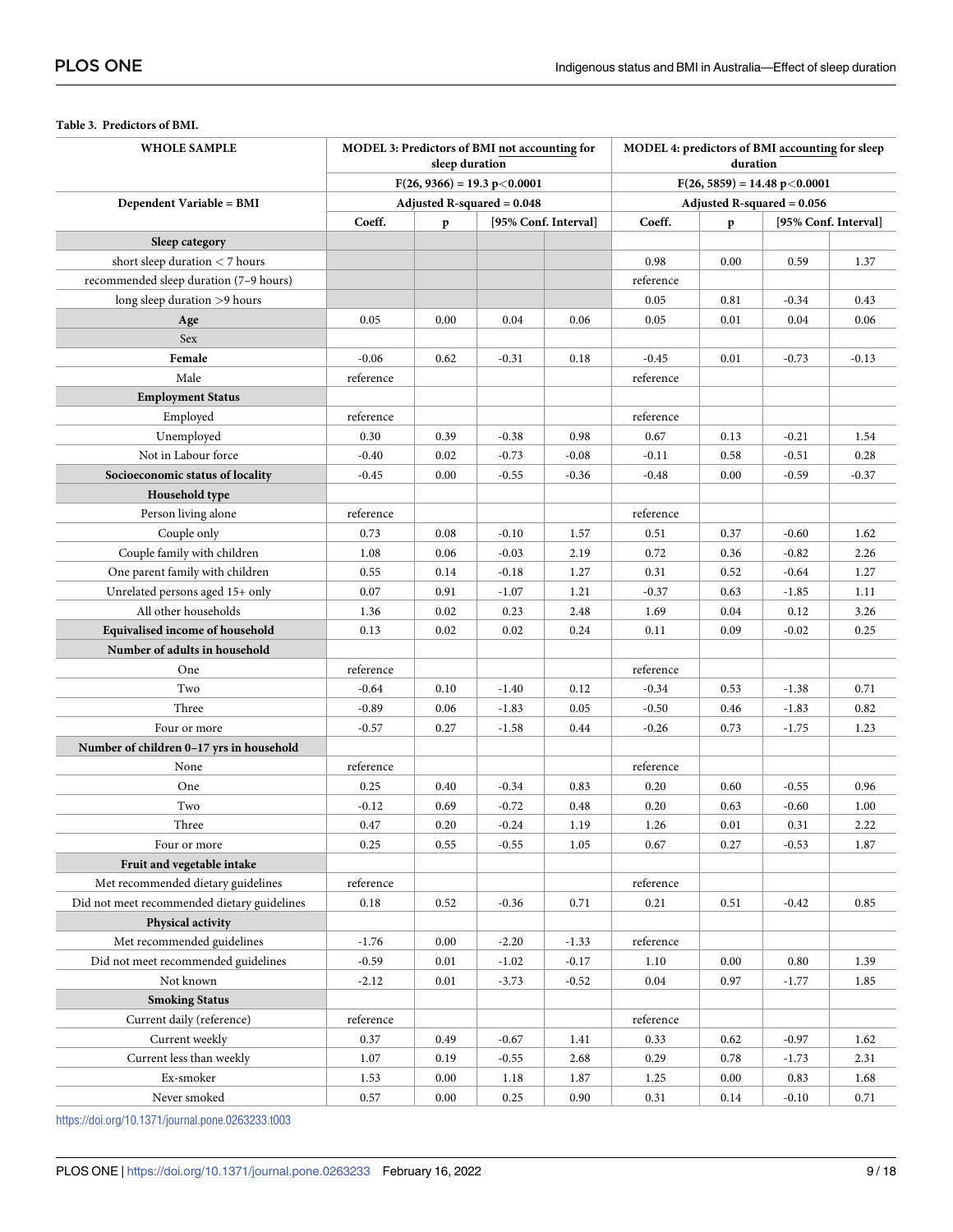**Table 3. Predictors of BMI.**

| WHOLE SAMPLE | MODEL 3: Predictors of BMI not accounting for sleep duration | | | | MODEL 4: predictors of BMI accounting for sleep duration | | | |
|---|---|---|---|---|---|---|---|---|
| | $F(26, 9366) = 19.3$ $p<0.0001$ | | | | $F(26, 5859) = 14.48$ $p<0.0001$ | | | |
| **Dependent Variable = BMI** | Adjusted R-squared = 0.048 | | | | Adjusted R-squared = 0.056 | | | |
| | Coeff. | p | [95% Conf. Interval] | | Coeff. | p | [95% Conf. Interval] | |
| **Sleep category** | | | | | | | | |
| short sleep duration < 7 hours | | | | | 0.98 | 0.00 | 0.59 | 1.37 |
| recommended sleep duration (7–9 hours) | | | | | reference | | | |
| long sleep duration >9 hours | | | | | 0.05 | 0.81 | -0.34 | 0.43 |
| **Age** | 0.05 | 0.00 | 0.04 | 0.06 | 0.05 | 0.01 | 0.04 | 0.06 |
| Sex | | | | | | | | |
| **Female** | -0.06 | 0.62 | -0.31 | 0.18 | -0.45 | 0.01 | -0.73 | -0.13 |
| Male | reference | | | | reference | | | |
| **Employment Status** | | | | | | | | |
| Employed | reference | | | | reference | | | |
| Unemployed | 0.30 | 0.39 | -0.38 | 0.98 | 0.67 | 0.13 | -0.21 | 1.54 |
| Not in Labour force | -0.40 | 0.02 | -0.73 | -0.08 | -0.11 | 0.58 | -0.51 | 0.28 |
| **Socioeconomic status of locality** | -0.45 | 0.00 | -0.55 | -0.36 | -0.48 | 0.00 | -0.59 | -0.37 |
| **Household type** | | | | | | | | |
| Person living alone | reference | | | | reference | | | |
| Couple only | 0.73 | 0.08 | -0.10 | 1.57 | 0.51 | 0.37 | -0.60 | 1.62 |
| Couple family with children | 1.08 | 0.06 | -0.03 | 2.19 | 0.72 | 0.36 | -0.82 | 2.26 |
| One parent family with children | 0.55 | 0.14 | -0.18 | 1.27 | 0.31 | 0.52 | -0.64 | 1.27 |
| Unrelated persons aged 15+ only | 0.07 | 0.91 | -1.07 | 1.21 | -0.37 | 0.63 | -1.85 | 1.11 |
| All other households | 1.36 | 0.02 | 0.23 | 2.48 | 1.69 | 0.04 | 0.12 | 3.26 |
| **Equivalised income of household** | 0.13 | 0.02 | 0.02 | 0.24 | 0.11 | 0.09 | -0.02 | 0.25 |
| **Number of adults in household** | | | | | | | | |
| One | reference | | | | reference | | | |
| Two | -0.64 | 0.10 | -1.40 | 0.12 | -0.34 | 0.53 | -1.38 | 0.71 |
| Three | -0.89 | 0.06 | -1.83 | 0.05 | -0.50 | 0.46 | -1.83 | 0.82 |
| Four or more | -0.57 | 0.27 | -1.58 | 0.44 | -0.26 | 0.73 | -1.75 | 1.23 |
| **Number of children 0–17 yrs in household** | | | | | | | | |
| None | reference | | | | reference | | | |
| One | 0.25 | 0.40 | -0.34 | 0.83 | 0.20 | 0.60 | -0.55 | 0.96 |
| Two | -0.12 | 0.69 | -0.72 | 0.48 | 0.20 | 0.63 | -0.60 | 1.00 |
| Three | 0.47 | 0.20 | -0.24 | 1.19 | 1.26 | 0.01 | 0.31 | 2.22 |
| Four or more | 0.25 | 0.55 | -0.55 | 1.05 | 0.67 | 0.27 | -0.53 | 1.87 |
| **Fruit and vegetable intake** | | | | | | | | |
| Met recommended dietary guidelines | reference | | | | reference | | | |
| Did not meet recommended dietary guidelines | 0.18 | 0.52 | -0.36 | 0.71 | 0.21 | 0.51 | -0.42 | 0.85 |
| **Physical activity** | | | | | | | | |
| Met recommended guidelines | -1.76 | 0.00 | -2.20 | -1.33 | reference | | | |
| Did not meet recommended guidelines | -0.59 | 0.01 | -1.02 | -0.17 | 1.10 | 0.00 | 0.80 | 1.39 |
| Not known | -2.12 | 0.01 | -3.73 | -0.52 | 0.04 | 0.97 | -1.77 | 1.85 |
| **Smoking Status** | | | | | | | | |
| Current daily (reference) | reference | | | | reference | | | |
| Current weekly | 0.37 | 0.49 | -0.67 | 1.41 | 0.33 | 0.62 | -0.97 | 1.62 |
| Current less than weekly | 1.07 | 0.19 | -0.55 | 2.68 | 0.29 | 0.78 | -1.73 | 2.31 |
| Ex-smoker | 1.53 | 0.00 | 1.18 | 1.87 | 1.25 | 0.00 | 0.83 | 1.68 |
| Never smoked | 0.57 | 0.00 | 0.25 | 0.90 | 0.31 | 0.14 | -0.10 | 0.71 |

https://doi.org/10.1371/journal.pone.0263233.t003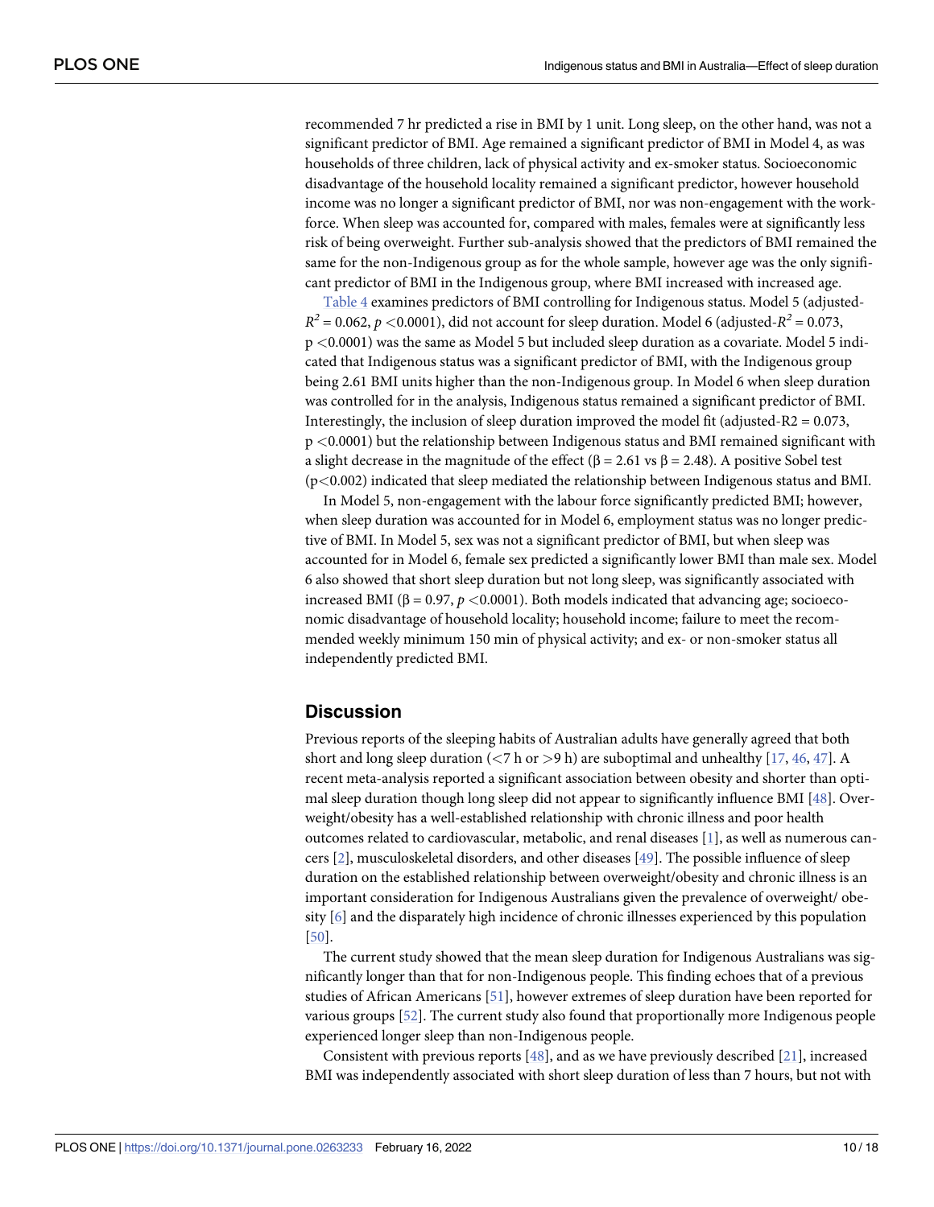recommended 7 hr predicted a rise in BMI by 1 unit. Long sleep, on the other hand, was not a significant predictor of BMI. Age remained a significant predictor of BMI in Model 4, as was households of three children, lack of physical activity and ex-smoker status. Socioeconomic disadvantage of the household locality remained a significant predictor, however household income was no longer a significant predictor of BMI, nor was non-engagement with the workforce. When sleep was accounted for, compared with males, females were at significantly less risk of being overweight. Further sub-analysis showed that the predictors of BMI remained the same for the non-Indigenous group as for the whole sample, however age was the only significant predictor of BMI in the Indigenous group, where BMI increased with increased age.

Table 4 examines predictors of BMI controlling for Indigenous status. Model 5 (adjusted-$R^2$ = 0.062, $p$ <0.0001), did not account for sleep duration. Model 6 (adjusted-$R^2$ = 0.073, p <0.0001) was the same as Model 5 but included sleep duration as a covariate. Model 5 indicated that Indigenous status was a significant predictor of BMI, with the Indigenous group being 2.61 BMI units higher than the non-Indigenous group. In Model 6 when sleep duration was controlled for in the analysis, Indigenous status remained a significant predictor of BMI. Interestingly, the inclusion of sleep duration improved the model fit (adjusted-R2 = 0.073, p <0.0001) but the relationship between Indigenous status and BMI remained significant with a slight decrease in the magnitude of the effect (β = 2.61 vs β = 2.48). A positive Sobel test (p<0.002) indicated that sleep mediated the relationship between Indigenous status and BMI.

In Model 5, non-engagement with the labour force significantly predicted BMI; however, when sleep duration was accounted for in Model 6, employment status was no longer predictive of BMI. In Model 5, sex was not a significant predictor of BMI, but when sleep was accounted for in Model 6, female sex predicted a significantly lower BMI than male sex. Model 6 also showed that short sleep duration but not long sleep, was significantly associated with increased BMI (β = 0.97, $p$ <0.0001). Both models indicated that advancing age; socioeconomic disadvantage of household locality; household income; failure to meet the recommended weekly minimum 150 min of physical activity; and ex- or non-smoker status all independently predicted BMI.

## Discussion

Previous reports of the sleeping habits of Australian adults have generally agreed that both short and long sleep duration (<7 h or >9 h) are suboptimal and unhealthy [17, 46, 47]. A recent meta-analysis reported a significant association between obesity and shorter than optimal sleep duration though long sleep did not appear to significantly influence BMI [48]. Overweight/obesity has a well-established relationship with chronic illness and poor health outcomes related to cardiovascular, metabolic, and renal diseases [1], as well as numerous cancers [2], musculoskeletal disorders, and other diseases [49]. The possible influence of sleep duration on the established relationship between overweight/obesity and chronic illness is an important consideration for Indigenous Australians given the prevalence of overweight/ obesity [6] and the disparately high incidence of chronic illnesses experienced by this population [50].

The current study showed that the mean sleep duration for Indigenous Australians was significantly longer than that for non-Indigenous people. This finding echoes that of a previous studies of African Americans [51], however extremes of sleep duration have been reported for various groups [52]. The current study also found that proportionally more Indigenous people experienced longer sleep than non-Indigenous people.

Consistent with previous reports [48], and as we have previously described [21], increased BMI was independently associated with short sleep duration of less than 7 hours, but not with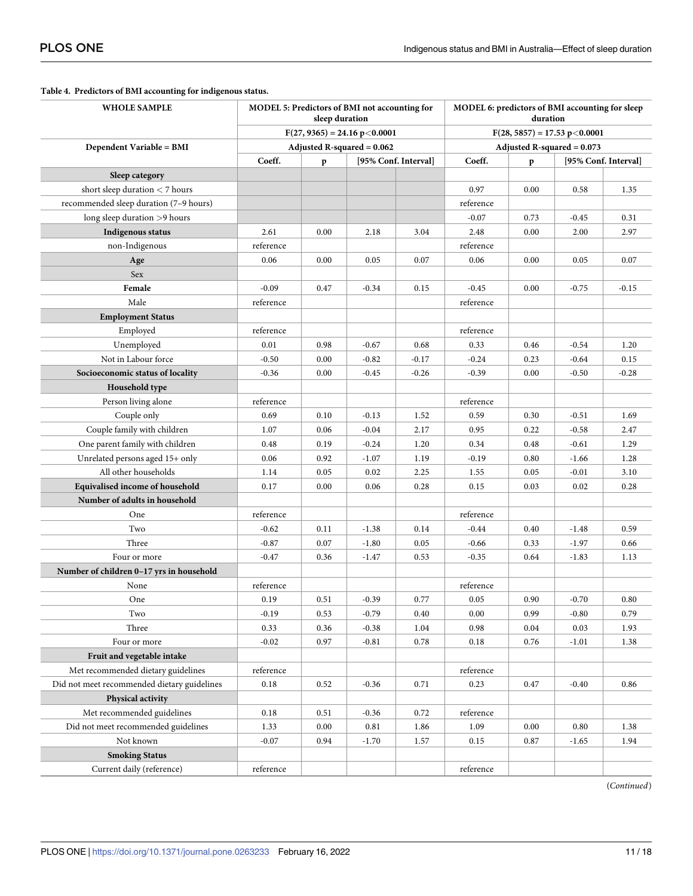**Table 4. Predictors of BMI accounting for indigenous status.**

| WHOLE SAMPLE | MODEL 5: Predictors of BMI not accounting for sleep duration | | | | MODEL 6: predictors of BMI accounting for sleep duration | | | |
|---|---|---|---|---|---|---|---|---|
| | $F(27, 9365) = 24.16$ $p<0.0001$ | | | | $F(28, 5857) = 17.53$ $p<0.0001$ | | | |
| **Dependent Variable = BMI** | Adjusted R-squared = 0.062 | | | | Adjusted R-squared = 0.073 | | | |
| | **Coeff.** | **p** | **[95% Conf. Interval]** | | **Coeff.** | **p** | **[95% Conf. Interval]** | |
| **Sleep category** | | | | | | | | |
| short sleep duration < 7 hours | | | | | 0.97 | 0.00 | 0.58 | 1.35 |
| recommended sleep duration (7–9 hours) | | | | | reference | | | |
| long sleep duration >9 hours | | | | | -0.07 | 0.73 | -0.45 | 0.31 |
| **Indigenous status** | 2.61 | 0.00 | 2.18 | 3.04 | 2.48 | 0.00 | 2.00 | 2.97 |
| non-Indigenous | reference | | | | reference | | | |
| **Age** | 0.06 | 0.00 | 0.05 | 0.07 | 0.06 | 0.00 | 0.05 | 0.07 |
| Sex | | | | | | | | |
| **Female** | -0.09 | 0.47 | -0.34 | 0.15 | -0.45 | 0.00 | -0.75 | -0.15 |
| Male | reference | | | | reference | | | |
| **Employment Status** | | | | | | | | |
| Employed | reference | | | | reference | | | |
| Unemployed | 0.01 | 0.98 | -0.67 | 0.68 | 0.33 | 0.46 | -0.54 | 1.20 |
| Not in Labour force | -0.50 | 0.00 | -0.82 | -0.17 | -0.24 | 0.23 | -0.64 | 0.15 |
| **Socioeconomic status of locality** | -0.36 | 0.00 | -0.45 | -0.26 | -0.39 | 0.00 | -0.50 | -0.28 |
| **Household type** | | | | | | | | |
| Person living alone | reference | | | | reference | | | |
| Couple only | 0.69 | 0.10 | -0.13 | 1.52 | 0.59 | 0.30 | -0.51 | 1.69 |
| Couple family with children | 1.07 | 0.06 | -0.04 | 2.17 | 0.95 | 0.22 | -0.58 | 2.47 |
| One parent family with children | 0.48 | 0.19 | -0.24 | 1.20 | 0.34 | 0.48 | -0.61 | 1.29 |
| Unrelated persons aged 15+ only | 0.06 | 0.92 | -1.07 | 1.19 | -0.19 | 0.80 | -1.66 | 1.28 |
| All other households | 1.14 | 0.05 | 0.02 | 2.25 | 1.55 | 0.05 | -0.01 | 3.10 |
| **Equivalised income of household** | 0.17 | 0.00 | 0.06 | 0.28 | 0.15 | 0.03 | 0.02 | 0.28 |
| **Number of adults in household** | | | | | | | | |
| One | reference | | | | reference | | | |
| Two | -0.62 | 0.11 | -1.38 | 0.14 | -0.44 | 0.40 | -1.48 | 0.59 |
| Three | -0.87 | 0.07 | -1.80 | 0.05 | -0.66 | 0.33 | -1.97 | 0.66 |
| Four or more | -0.47 | 0.36 | -1.47 | 0.53 | -0.35 | 0.64 | -1.83 | 1.13 |
| **Number of children 0–17 yrs in household** | | | | | | | | |
| None | reference | | | | reference | | | |
| One | 0.19 | 0.51 | -0.39 | 0.77 | 0.05 | 0.90 | -0.70 | 0.80 |
| Two | -0.19 | 0.53 | -0.79 | 0.40 | 0.00 | 0.99 | -0.80 | 0.79 |
| Three | 0.33 | 0.36 | -0.38 | 1.04 | 0.98 | 0.04 | 0.03 | 1.93 |
| Four or more | -0.02 | 0.97 | -0.81 | 0.78 | 0.18 | 0.76 | -1.01 | 1.38 |
| **Fruit and vegetable intake** | | | | | | | | |
| Met recommended dietary guidelines | reference | | | | reference | | | |
| Did not meet recommended dietary guidelines | 0.18 | 0.52 | -0.36 | 0.71 | 0.23 | 0.47 | -0.40 | 0.86 |
| **Physical activity** | | | | | | | | |
| Met recommended guidelines | 0.18 | 0.51 | -0.36 | 0.72 | reference | | | |
| Did not meet recommended guidelines | 1.33 | 0.00 | 0.81 | 1.86 | 1.09 | 0.00 | 0.80 | 1.38 |
| Not known | -0.07 | 0.94 | -1.70 | 1.57 | 0.15 | 0.87 | -1.65 | 1.94 |
| **Smoking Status** | | | | | | | | |
| Current daily (reference) | reference | | | | reference | | | |

(*Continued*)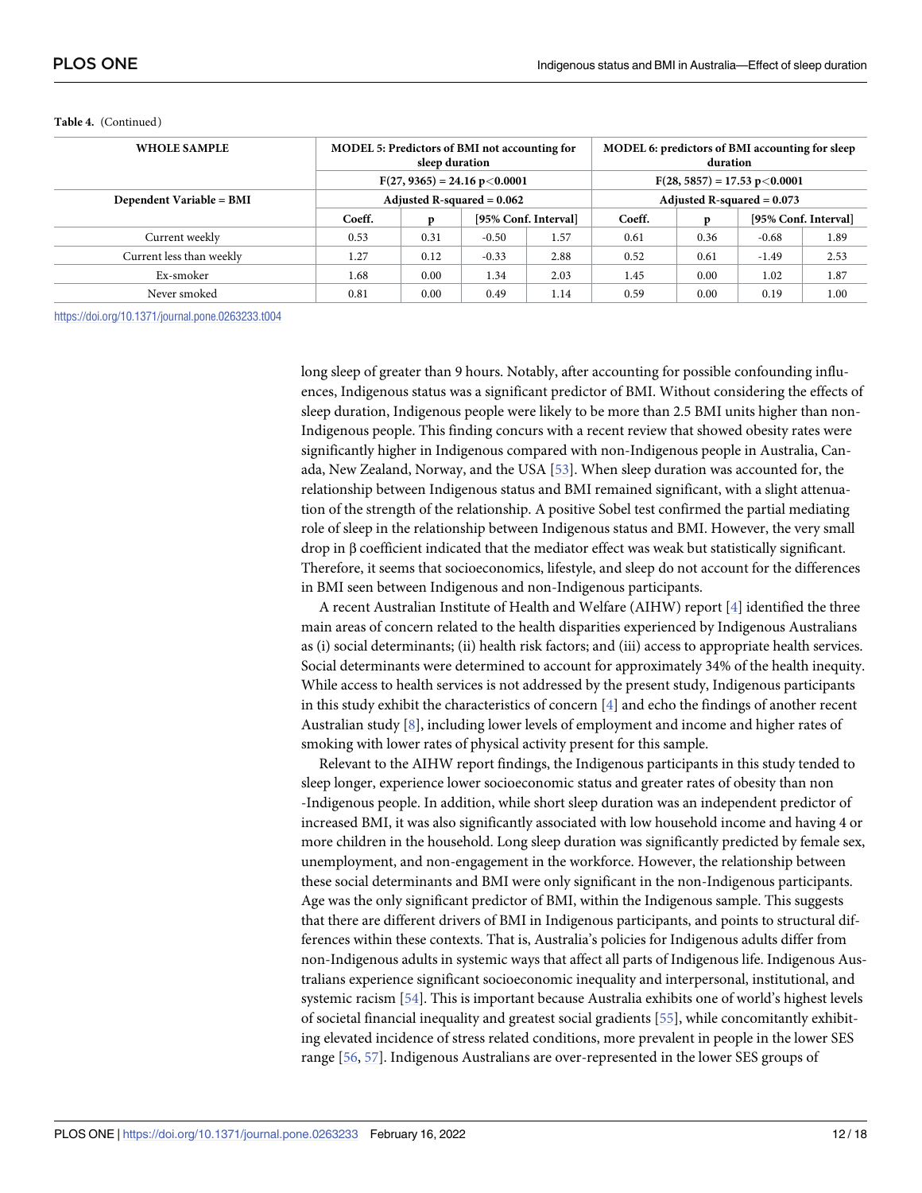**Table 4.** (Continued)

| WHOLE SAMPLE | MODEL 5: Predictors of BMI not accounting for sleep duration | | | | MODEL 6: predictors of BMI accounting for sleep duration | | | |
|---|---|---|---|---|---|---|---|---|
| | $F(27, 9365) = 24.16$ $p<0.0001$ | | | | $F(28, 5857) = 17.53$ $p<0.0001$ | | | |
| Dependent Variable = BMI | Adjusted R-squared = 0.062 | | | | Adjusted R-squared = 0.073 | | | |
| | Coeff. | p | [95% Conf. Interval] | | Coeff. | p | [95% Conf. Interval] | |
| Current weekly | 0.53 | 0.31 | -0.50 | 1.57 | 0.61 | 0.36 | -0.68 | 1.89 |
| Current less than weekly | 1.27 | 0.12 | -0.33 | 2.88 | 0.52 | 0.61 | -1.49 | 2.53 |
| Ex-smoker | 1.68 | 0.00 | 1.34 | 2.03 | 1.45 | 0.00 | 1.02 | 1.87 |
| Never smoked | 0.81 | 0.00 | 0.49 | 1.14 | 0.59 | 0.00 | 0.19 | 1.00 |

https://doi.org/10.1371/journal.pone.0263233.t004

long sleep of greater than 9 hours. Notably, after accounting for possible confounding influences, Indigenous status was a significant predictor of BMI. Without considering the effects of sleep duration, Indigenous people were likely to be more than 2.5 BMI units higher than non-Indigenous people. This finding concurs with a recent review that showed obesity rates were significantly higher in Indigenous compared with non-Indigenous people in Australia, Canada, New Zealand, Norway, and the USA [53]. When sleep duration was accounted for, the relationship between Indigenous status and BMI remained significant, with a slight attenuation of the strength of the relationship. A positive Sobel test confirmed the partial mediating role of sleep in the relationship between Indigenous status and BMI. However, the very small drop in β coefficient indicated that the mediator effect was weak but statistically significant. Therefore, it seems that socioeconomics, lifestyle, and sleep do not account for the differences in BMI seen between Indigenous and non-Indigenous participants.

A recent Australian Institute of Health and Welfare (AIHW) report [4] identified the three main areas of concern related to the health disparities experienced by Indigenous Australians as (i) social determinants; (ii) health risk factors; and (iii) access to appropriate health services. Social determinants were determined to account for approximately 34% of the health inequity. While access to health services is not addressed by the present study, Indigenous participants in this study exhibit the characteristics of concern [4] and echo the findings of another recent Australian study [8], including lower levels of employment and income and higher rates of smoking with lower rates of physical activity present for this sample.

Relevant to the AIHW report findings, the Indigenous participants in this study tended to sleep longer, experience lower socioeconomic status and greater rates of obesity than non -Indigenous people. In addition, while short sleep duration was an independent predictor of increased BMI, it was also significantly associated with low household income and having 4 or more children in the household. Long sleep duration was significantly predicted by female sex, unemployment, and non-engagement in the workforce. However, the relationship between these social determinants and BMI were only significant in the non-Indigenous participants. Age was the only significant predictor of BMI, within the Indigenous sample. This suggests that there are different drivers of BMI in Indigenous participants, and points to structural differences within these contexts. That is, Australia's policies for Indigenous adults differ from non-Indigenous adults in systemic ways that affect all parts of Indigenous life. Indigenous Australians experience significant socioeconomic inequality and interpersonal, institutional, and systemic racism [54]. This is important because Australia exhibits one of world's highest levels of societal financial inequality and greatest social gradients [55], while concomitantly exhibiting elevated incidence of stress related conditions, more prevalent in people in the lower SES range [56, 57]. Indigenous Australians are over-represented in the lower SES groups of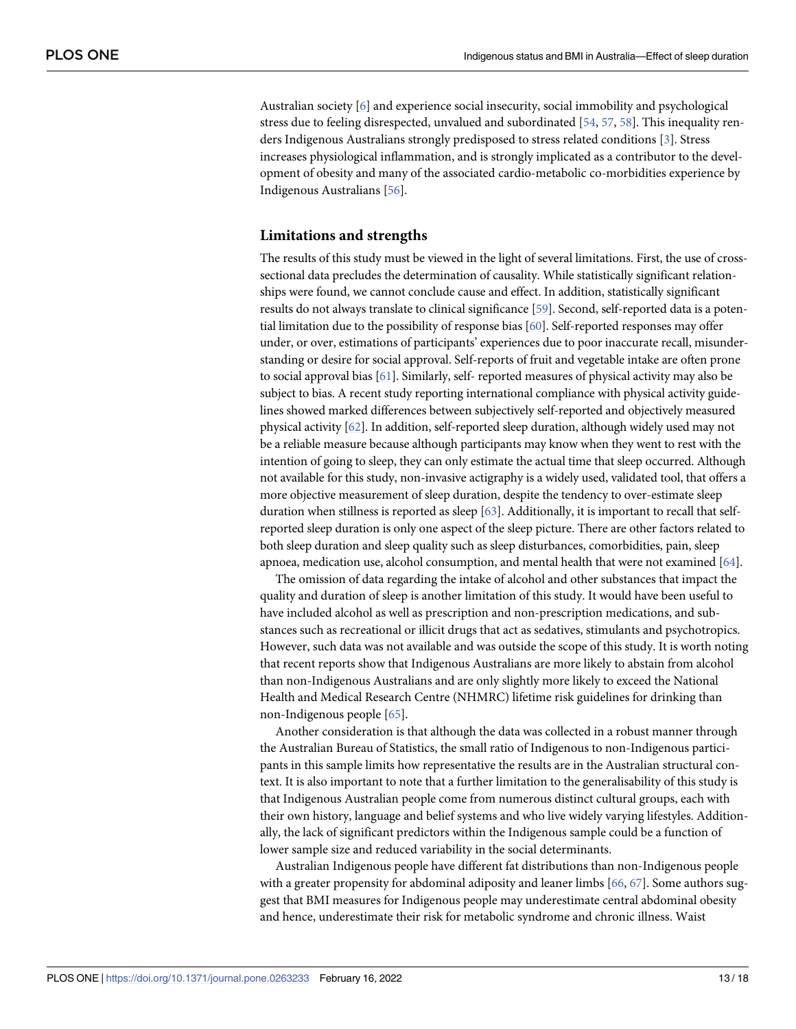Australian society [6] and experience social insecurity, social immobility and psychological stress due to feeling disrespected, unvalued and subordinated [54, 57, 58]. This inequality renders Indigenous Australians strongly predisposed to stress related conditions [3]. Stress increases physiological inflammation, and is strongly implicated as a contributor to the development of obesity and many of the associated cardio-metabolic co-morbidities experience by Indigenous Australians [56].

## Limitations and strengths

The results of this study must be viewed in the light of several limitations. First, the use of cross-sectional data precludes the determination of causality. While statistically significant relationships were found, we cannot conclude cause and effect. In addition, statistically significant results do not always translate to clinical significance [59]. Second, self-reported data is a potential limitation due to the possibility of response bias [60]. Self-reported responses may offer under, or over, estimations of participants' experiences due to poor inaccurate recall, misunderstanding or desire for social approval. Self-reports of fruit and vegetable intake are often prone to social approval bias [61]. Similarly, self- reported measures of physical activity may also be subject to bias. A recent study reporting international compliance with physical activity guidelines showed marked differences between subjectively self-reported and objectively measured physical activity [62]. In addition, self-reported sleep duration, although widely used may not be a reliable measure because although participants may know when they went to rest with the intention of going to sleep, they can only estimate the actual time that sleep occurred. Although not available for this study, non-invasive actigraphy is a widely used, validated tool, that offers a more objective measurement of sleep duration, despite the tendency to over-estimate sleep duration when stillness is reported as sleep [63]. Additionally, it is important to recall that self-reported sleep duration is only one aspect of the sleep picture. There are other factors related to both sleep duration and sleep quality such as sleep disturbances, comorbidities, pain, sleep apnoea, medication use, alcohol consumption, and mental health that were not examined [64].

The omission of data regarding the intake of alcohol and other substances that impact the quality and duration of sleep is another limitation of this study. It would have been useful to have included alcohol as well as prescription and non-prescription medications, and substances such as recreational or illicit drugs that act as sedatives, stimulants and psychotropics. However, such data was not available and was outside the scope of this study. It is worth noting that recent reports show that Indigenous Australians are more likely to abstain from alcohol than non-Indigenous Australians and are only slightly more likely to exceed the National Health and Medical Research Centre (NHMRC) lifetime risk guidelines for drinking than non-Indigenous people [65].

Another consideration is that although the data was collected in a robust manner through the Australian Bureau of Statistics, the small ratio of Indigenous to non-Indigenous participants in this sample limits how representative the results are in the Australian structural context. It is also important to note that a further limitation to the generalisability of this study is that Indigenous Australian people come from numerous distinct cultural groups, each with their own history, language and belief systems and who live widely varying lifestyles. Additionally, the lack of significant predictors within the Indigenous sample could be a function of lower sample size and reduced variability in the social determinants.

Australian Indigenous people have different fat distributions than non-Indigenous people with a greater propensity for abdominal adiposity and leaner limbs [66, 67]. Some authors suggest that BMI measures for Indigenous people may underestimate central abdominal obesity and hence, underestimate their risk for metabolic syndrome and chronic illness. Waist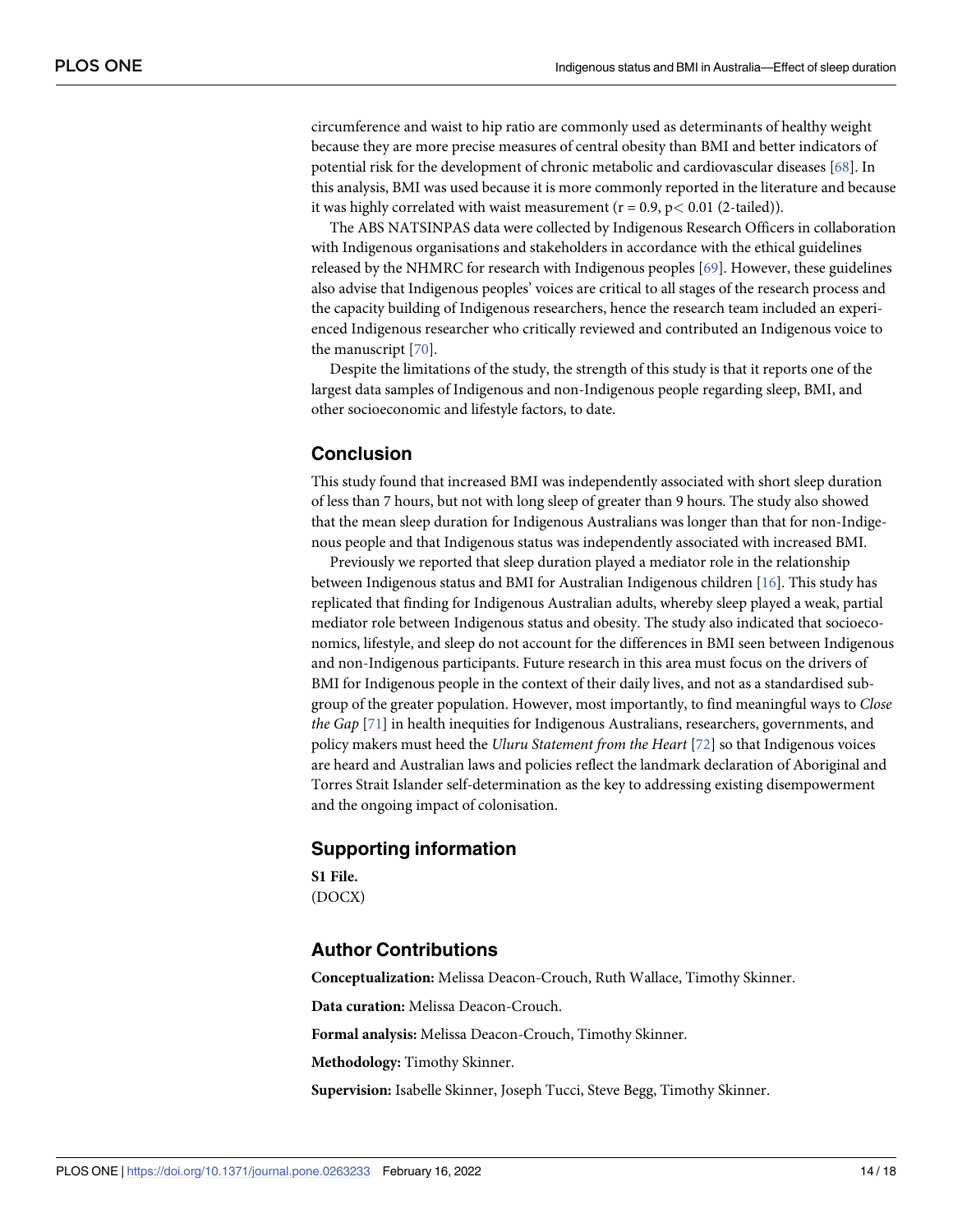circumference and waist to hip ratio are commonly used as determinants of healthy weight because they are more precise measures of central obesity than BMI and better indicators of potential risk for the development of chronic metabolic and cardiovascular diseases [68]. In this analysis, BMI was used because it is more commonly reported in the literature and because it was highly correlated with waist measurement ($r = 0.9$, $p < 0.01$ (2-tailed)).

The ABS NATSINPAS data were collected by Indigenous Research Officers in collaboration with Indigenous organisations and stakeholders in accordance with the ethical guidelines released by the NHMRC for research with Indigenous peoples [69]. However, these guidelines also advise that Indigenous peoples' voices are critical to all stages of the research process and the capacity building of Indigenous researchers, hence the research team included an experienced Indigenous researcher who critically reviewed and contributed an Indigenous voice to the manuscript [70].

Despite the limitations of the study, the strength of this study is that it reports one of the largest data samples of Indigenous and non-Indigenous people regarding sleep, BMI, and other socioeconomic and lifestyle factors, to date.

## Conclusion

This study found that increased BMI was independently associated with short sleep duration of less than 7 hours, but not with long sleep of greater than 9 hours. The study also showed that the mean sleep duration for Indigenous Australians was longer than that for non-Indigenous people and that Indigenous status was independently associated with increased BMI.

Previously we reported that sleep duration played a mediator role in the relationship between Indigenous status and BMI for Australian Indigenous children [16]. This study has replicated that finding for Indigenous Australian adults, whereby sleep played a weak, partial mediator role between Indigenous status and obesity. The study also indicated that socioeconomics, lifestyle, and sleep do not account for the differences in BMI seen between Indigenous and non-Indigenous participants. Future research in this area must focus on the drivers of BMI for Indigenous people in the context of their daily lives, and not as a standardised subgroup of the greater population. However, most importantly, to find meaningful ways to *Close the Gap* [71] in health inequities for Indigenous Australians, researchers, governments, and policy makers must heed the *Uluru Statement from the Heart* [72] so that Indigenous voices are heard and Australian laws and policies reflect the landmark declaration of Aboriginal and Torres Strait Islander self-determination as the key to addressing existing disempowerment and the ongoing impact of colonisation.

## Supporting information

**S1 File.**
(DOCX)

## Author Contributions

**Conceptualization:** Melissa Deacon-Crouch, Ruth Wallace, Timothy Skinner.

**Data curation:** Melissa Deacon-Crouch.

**Formal analysis:** Melissa Deacon-Crouch, Timothy Skinner.

**Methodology:** Timothy Skinner.

**Supervision:** Isabelle Skinner, Joseph Tucci, Steve Begg, Timothy Skinner.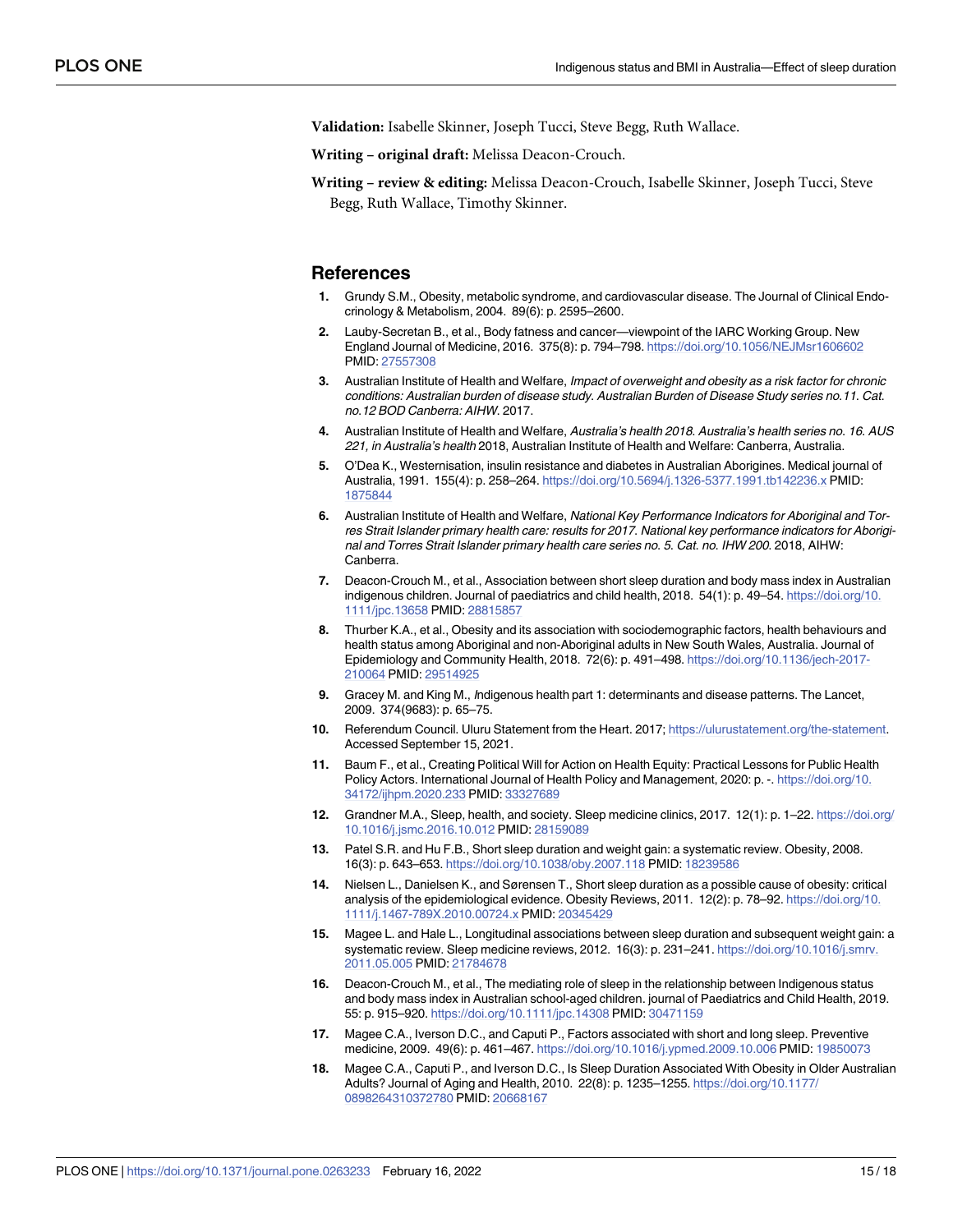**Validation:** Isabelle Skinner, Joseph Tucci, Steve Begg, Ruth Wallace.

**Writing – original draft:** Melissa Deacon-Crouch.

**Writing – review & editing:** Melissa Deacon-Crouch, Isabelle Skinner, Joseph Tucci, Steve Begg, Ruth Wallace, Timothy Skinner.

## References

1. Grundy S.M., Obesity, metabolic syndrome, and cardiovascular disease. The Journal of Clinical Endocrinology & Metabolism, 2004. 89(6): p. 2595–2600.
2. Lauby-Secretan B., et al., Body fatness and cancer—viewpoint of the IARC Working Group. New England Journal of Medicine, 2016. 375(8): p. 794–798. https://doi.org/10.1056/NEJMsr1606602 PMID: 27557308
3. Australian Institute of Health and Welfare, *Impact of overweight and obesity as a risk factor for chronic conditions: Australian burden of disease study. Australian Burden of Disease Study series no.11. Cat. no.12 BOD Canberra: AIHW.* 2017.
4. Australian Institute of Health and Welfare, *Australia's health 2018. Australia's health series no. 16. AUS 221, in Australia's health* 2018, Australian Institute of Health and Welfare: Canberra, Australia.
5. O'Dea K., Westernisation, insulin resistance and diabetes in Australian Aborigines. Medical journal of Australia, 1991. 155(4): p. 258–264. https://doi.org/10.5694/j.1326-5377.1991.tb142236.x PMID: 1875844
6. Australian Institute of Health and Welfare, *National Key Performance Indicators for Aboriginal and Torres Strait Islander primary health care: results for 2017. National key performance indicators for Aboriginal and Torres Strait Islander primary health care series no. 5. Cat. no. IHW 200.* 2018, AIHW: Canberra.
7. Deacon-Crouch M., et al., Association between short sleep duration and body mass index in Australian indigenous children. Journal of paediatrics and child health, 2018. 54(1): p. 49–54. https://doi.org/10.1111/jpc.13658 PMID: 28815857
8. Thurber K.A., et al., Obesity and its association with sociodemographic factors, health behaviours and health status among Aboriginal and non-Aboriginal adults in New South Wales, Australia. Journal of Epidemiology and Community Health, 2018. 72(6): p. 491–498. https://doi.org/10.1136/jech-2017-210064 PMID: 29514925
9. Gracey M. and King M., *I*ndigenous health part 1: determinants and disease patterns. The Lancet, 2009. 374(9683): p. 65–75.
10. Referendum Council. Uluru Statement from the Heart. 2017; https://ulurustatement.org/the-statement. Accessed September 15, 2021.
11. Baum F., et al., Creating Political Will for Action on Health Equity: Practical Lessons for Public Health Policy Actors. International Journal of Health Policy and Management, 2020: p. -. https://doi.org/10.34172/ijhpm.2020.233 PMID: 33327689
12. Grandner M.A., Sleep, health, and society. Sleep medicine clinics, 2017. 12(1): p. 1–22. https://doi.org/10.1016/j.jsmc.2016.10.012 PMID: 28159089
13. Patel S.R. and Hu F.B., Short sleep duration and weight gain: a systematic review. Obesity, 2008. 16(3): p. 643–653. https://doi.org/10.1038/oby.2007.118 PMID: 18239586
14. Nielsen L., Danielsen K., and Sørensen T., Short sleep duration as a possible cause of obesity: critical analysis of the epidemiological evidence. Obesity Reviews, 2011. 12(2): p. 78–92. https://doi.org/10.1111/j.1467-789X.2010.00724.x PMID: 20345429
15. Magee L. and Hale L., Longitudinal associations between sleep duration and subsequent weight gain: a systematic review. Sleep medicine reviews, 2012. 16(3): p. 231–241. https://doi.org/10.1016/j.smrv.2011.05.005 PMID: 21784678
16. Deacon-Crouch M., et al., The mediating role of sleep in the relationship between Indigenous status and body mass index in Australian school-aged children. journal of Paediatrics and Child Health, 2019. 55: p. 915–920. https://doi.org/10.1111/jpc.14308 PMID: 30471159
17. Magee C.A., Iverson D.C., and Caputi P., Factors associated with short and long sleep. Preventive medicine, 2009. 49(6): p. 461–467. https://doi.org/10.1016/j.ypmed.2009.10.006 PMID: 19850073
18. Magee C.A., Caputi P., and Iverson D.C., Is Sleep Duration Associated With Obesity in Older Australian Adults? Journal of Aging and Health, 2010. 22(8): p. 1235–1255. https://doi.org/10.1177/0898264310372780 PMID: 20668167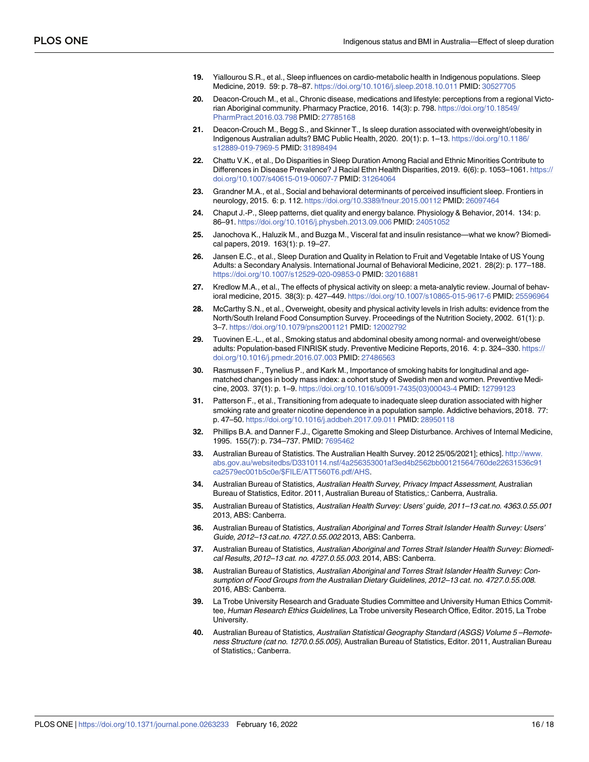19. Yiallourou S.R., et al., Sleep influences on cardio-metabolic health in Indigenous populations. Sleep Medicine, 2019. 59: p. 78–87. https://doi.org/10.1016/j.sleep.2018.10.011 PMID: 30527705

20. Deacon-Crouch M., et al., Chronic disease, medications and lifestyle: perceptions from a regional Victorian Aboriginal community. Pharmacy Practice, 2016. 14(3): p. 798. https://doi.org/10.18549/PharmPract.2016.03.798 PMID: 27785168

21. Deacon-Crouch M., Begg S., and Skinner T., Is sleep duration associated with overweight/obesity in Indigenous Australian adults? BMC Public Health, 2020. 20(1): p. 1–13. https://doi.org/10.1186/s12889-019-7969-5 PMID: 31898494

22. Chattu V.K., et al., Do Disparities in Sleep Duration Among Racial and Ethnic Minorities Contribute to Differences in Disease Prevalence? J Racial Ethn Health Disparities, 2019. 6(6): p. 1053–1061. https://doi.org/10.1007/s40615-019-00607-7 PMID: 31264064

23. Grandner M.A., et al., Social and behavioral determinants of perceived insufficient sleep. Frontiers in neurology, 2015. 6: p. 112. https://doi.org/10.3389/fneur.2015.00112 PMID: 26097464

24. Chaput J.-P., Sleep patterns, diet quality and energy balance. Physiology & Behavior, 2014. 134: p. 86–91. https://doi.org/10.1016/j.physbeh.2013.09.006 PMID: 24051052

25. Janochova K., Haluzik M., and Buzga M., Visceral fat and insulin resistance—what we know? Biomedical papers, 2019. 163(1): p. 19–27.

26. Jansen E.C., et al., Sleep Duration and Quality in Relation to Fruit and Vegetable Intake of US Young Adults: a Secondary Analysis. International Journal of Behavioral Medicine, 2021. 28(2): p. 177–188. https://doi.org/10.1007/s12529-020-09853-0 PMID: 32016881

27. Kredlow M.A., et al., The effects of physical activity on sleep: a meta-analytic review. Journal of behavioral medicine, 2015. 38(3): p. 427–449. https://doi.org/10.1007/s10865-015-9617-6 PMID: 25596964

28. McCarthy S.N., et al., Overweight, obesity and physical activity levels in Irish adults: evidence from the North/South Ireland Food Consumption Survey. Proceedings of the Nutrition Society, 2002. 61(1): p. 3–7. https://doi.org/10.1079/pns2001121 PMID: 12002792

29. Tuovinen E.-L., et al., Smoking status and abdominal obesity among normal- and overweight/obese adults: Population-based FINRISK study. Preventive Medicine Reports, 2016. 4: p. 324–330. https://doi.org/10.1016/j.pmedr.2016.07.003 PMID: 27486563

30. Rasmussen F., Tynelius P., and Kark M., Importance of smoking habits for longitudinal and age-matched changes in body mass index: a cohort study of Swedish men and women. Preventive Medicine, 2003. 37(1): p. 1–9. https://doi.org/10.1016/s0091-7435(03)00043-4 PMID: 12799123

31. Patterson F., et al., Transitioning from adequate to inadequate sleep duration associated with higher smoking rate and greater nicotine dependence in a population sample. Addictive behaviors, 2018. 77: p. 47–50. https://doi.org/10.1016/j.addbeh.2017.09.011 PMID: 28950118

32. Phillips B.A. and Danner F.J., Cigarette Smoking and Sleep Disturbance. Archives of Internal Medicine, 1995. 155(7): p. 734–737. PMID: 7695462

33. Australian Bureau of Statistics. The Australian Health Survey. 2012 25/05/2021]; ethics]. http://www.abs.gov.au/websitedbs/D3310114.nsf/4a256353001af3ed4b2562bb00121564/760de22631536c91ca2579ec001b5c0e/$FILE/ATT560T6.pdf/AHS.

34. Australian Bureau of Statistics, *Australian Health Survey, Privacy Impact Assessment*, Australian Bureau of Statistics, Editor. 2011, Australian Bureau of Statistics,: Canberra, Australia.

35. Australian Bureau of Statistics, *Australian Health Survey: Users' guide, 2011–13 cat.no. 4363.0.55.001* 2013, ABS: Canberra.

36. Australian Bureau of Statistics, *Australian Aboriginal and Torres Strait Islander Health Survey: Users' Guide, 2012–13 cat.no. 4727.0.55.002* 2013, ABS: Canberra.

37. Australian Bureau of Statistics, *Australian Aboriginal and Torres Strait Islander Health Survey: Biomedical Results, 2012–13 cat. no. 4727.0.55.003*. 2014, ABS: Canberra.

38. Australian Bureau of Statistics, *Australian Aboriginal and Torres Strait Islander Health Survey: Consumption of Food Groups from the Australian Dietary Guidelines, 2012–13 cat. no. 4727.0.55.008*. 2016, ABS: Canberra.

39. La Trobe University Research and Graduate Studies Committee and University Human Ethics Committee, *Human Research Ethics Guidelines*, La Trobe university Research Office, Editor. 2015, La Trobe University.

40. Australian Bureau of Statistics, *Australian Statistical Geography Standard (ASGS) Volume 5 –Remoteness Structure (cat no. 1270.0.55.005)*, Australian Bureau of Statistics, Editor. 2011, Australian Bureau of Statistics,: Canberra.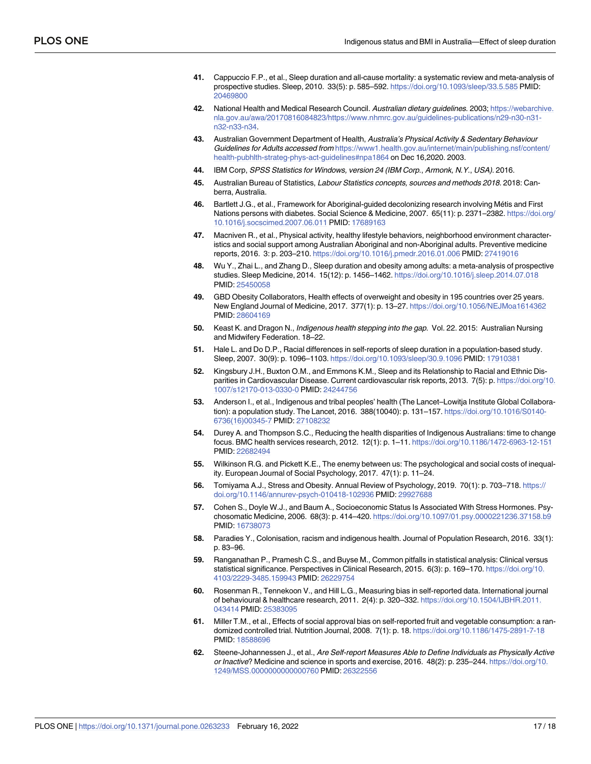41. Cappuccio F.P., et al., Sleep duration and all-cause mortality: a systematic review and meta-analysis of prospective studies. Sleep, 2010. 33(5): p. 585–592. https://doi.org/10.1093/sleep/33.5.585 PMID: 20469800

42. National Health and Medical Research Council. *Australian dietary guidelines*. 2003; https://webarchive.nla.gov.au/awa/20170816084823/https://www.nhmrc.gov.au/guidelines-publications/n29-n30-n31-n32-n33-n34.

43. Australian Government Department of Health, *Australia's Physical Activity & Sedentary Behaviour Guidelines for Adults accessed from* https://www1.health.gov.au/internet/main/publishing.nsf/content/health-pubhlth-strateg-phys-act-guidelines#npa1864 on Dec 16,2020. 2003.

44. IBM Corp, *SPSS Statistics for Windows, version 24 (IBM Corp., Armonk, N.Y., USA)*. 2016.

45. Australian Bureau of Statistics, *Labour Statistics concepts, sources and methods 2018*. 2018: Canberra, Australia.

46. Bartlett J.G., et al., Framework for Aboriginal-guided decolonizing research involving Métis and First Nations persons with diabetes. Social Science & Medicine, 2007. 65(11): p. 2371–2382. https://doi.org/10.1016/j.socscimed.2007.06.011 PMID: 17689163

47. Macniven R., et al., Physical activity, healthy lifestyle behaviors, neighborhood environment characteristics and social support among Australian Aboriginal and non-Aboriginal adults. Preventive medicine reports, 2016. 3: p. 203–210. https://doi.org/10.1016/j.pmedr.2016.01.006 PMID: 27419016

48. Wu Y., Zhai L., and Zhang D., Sleep duration and obesity among adults: a meta-analysis of prospective studies. Sleep Medicine, 2014. 15(12): p. 1456–1462. https://doi.org/10.1016/j.sleep.2014.07.018 PMID: 25450058

49. GBD Obesity Collaborators, Health effects of overweight and obesity in 195 countries over 25 years. New England Journal of Medicine, 2017. 377(1): p. 13–27. https://doi.org/10.1056/NEJMoa1614362 PMID: 28604169

50. Keast K. and Dragon N., *Indigenous health stepping into the gap*. Vol. 22. 2015: Australian Nursing and Midwifery Federation. 18–22.

51. Hale L. and Do D.P., Racial differences in self-reports of sleep duration in a population-based study. Sleep, 2007. 30(9): p. 1096–1103. https://doi.org/10.1093/sleep/30.9.1096 PMID: 17910381

52. Kingsbury J.H., Buxton O.M., and Emmons K.M., Sleep and its Relationship to Racial and Ethnic Disparities in Cardiovascular Disease. Current cardiovascular risk reports, 2013. 7(5): p. https://doi.org/10.1007/s12170-013-0330-0 PMID: 24244756

53. Anderson I., et al., Indigenous and tribal peoples' health (The Lancet–Lowitja Institute Global Collaboration): a population study. The Lancet, 2016. 388(10040): p. 131–157. https://doi.org/10.1016/S0140-6736(16)00345-7 PMID: 27108232

54. Durey A. and Thompson S.C., Reducing the health disparities of Indigenous Australians: time to change focus. BMC health services research, 2012. 12(1): p. 1–11. https://doi.org/10.1186/1472-6963-12-151 PMID: 22682494

55. Wilkinson R.G. and Pickett K.E., The enemy between us: The psychological and social costs of inequality. European Journal of Social Psychology, 2017. 47(1): p. 11–24.

56. Tomiyama A.J., Stress and Obesity. Annual Review of Psychology, 2019. 70(1): p. 703–718. https://doi.org/10.1146/annurev-psych-010418-102936 PMID: 29927688

57. Cohen S., Doyle W.J., and Baum A., Socioeconomic Status Is Associated With Stress Hormones. Psychosomatic Medicine, 2006. 68(3): p. 414–420. https://doi.org/10.1097/01.psy.0000221236.37158.b9 PMID: 16738073

58. Paradies Y., Colonisation, racism and indigenous health. Journal of Population Research, 2016. 33(1): p. 83–96.

59. Ranganathan P., Pramesh C.S., and Buyse M., Common pitfalls in statistical analysis: Clinical versus statistical significance. Perspectives in Clinical Research, 2015. 6(3): p. 169–170. https://doi.org/10.4103/2229-3485.159943 PMID: 26229754

60. Rosenman R., Tennekoon V., and Hill L.G., Measuring bias in self-reported data. International journal of behavioural & healthcare research, 2011. 2(4): p. 320–332. https://doi.org/10.1504/IJBHR.2011.043414 PMID: 25383095

61. Miller T.M., et al., Effects of social approval bias on self-reported fruit and vegetable consumption: a randomized controlled trial. Nutrition Journal, 2008. 7(1): p. 18. https://doi.org/10.1186/1475-2891-7-18 PMID: 18588696

62. Steene-Johannessen J., et al., *Are Self-report Measures Able to Define Individuals as Physically Active or Inactive*? Medicine and science in sports and exercise, 2016. 48(2): p. 235–244. https://doi.org/10.1249/MSS.0000000000000760 PMID: 26322556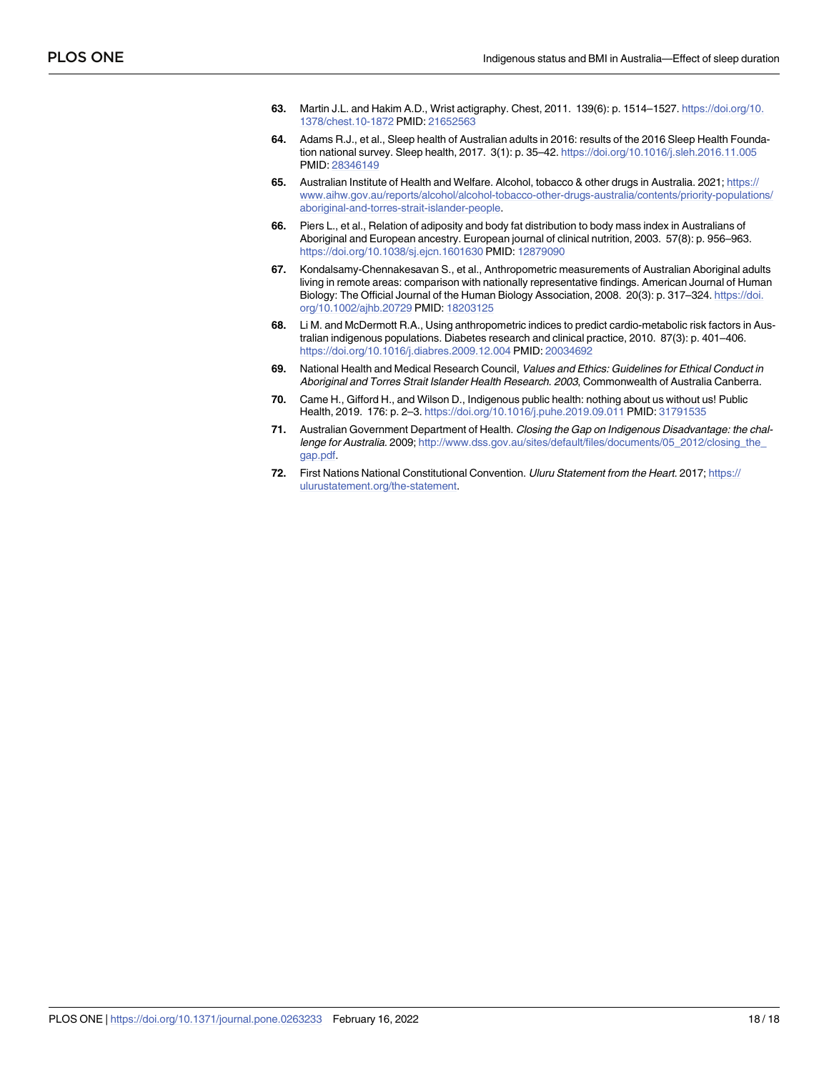63. Martin J.L. and Hakim A.D., Wrist actigraphy. Chest, 2011. 139(6): p. 1514–1527. https://doi.org/10.1378/chest.10-1872 PMID: 21652563

64. Adams R.J., et al., Sleep health of Australian adults in 2016: results of the 2016 Sleep Health Foundation national survey. Sleep health, 2017. 3(1): p. 35–42. https://doi.org/10.1016/j.sleh.2016.11.005 PMID: 28346149

65. Australian Institute of Health and Welfare. Alcohol, tobacco & other drugs in Australia. 2021; https://www.aihw.gov.au/reports/alcohol/alcohol-tobacco-other-drugs-australia/contents/priority-populations/aboriginal-and-torres-strait-islander-people.

66. Piers L., et al., Relation of adiposity and body fat distribution to body mass index in Australians of Aboriginal and European ancestry. European journal of clinical nutrition, 2003. 57(8): p. 956–963. https://doi.org/10.1038/sj.ejcn.1601630 PMID: 12879090

67. Kondalsamy-Chennakesavan S., et al., Anthropometric measurements of Australian Aboriginal adults living in remote areas: comparison with nationally representative findings. American Journal of Human Biology: The Official Journal of the Human Biology Association, 2008. 20(3): p. 317–324. https://doi.org/10.1002/ajhb.20729 PMID: 18203125

68. Li M. and McDermott R.A., Using anthropometric indices to predict cardio-metabolic risk factors in Australian indigenous populations. Diabetes research and clinical practice, 2010. 87(3): p. 401–406. https://doi.org/10.1016/j.diabres.2009.12.004 PMID: 20034692

69. National Health and Medical Research Council, *Values and Ethics: Guidelines for Ethical Conduct in Aboriginal and Torres Strait Islander Health Research. 2003*, Commonwealth of Australia Canberra.

70. Came H., Gifford H., and Wilson D., Indigenous public health: nothing about us without us! Public Health, 2019. 176: p. 2–3. https://doi.org/10.1016/j.puhe.2019.09.011 PMID: 31791535

71. Australian Government Department of Health. *Closing the Gap on Indigenous Disadvantage: the challenge for Australia*. 2009; http://www.dss.gov.au/sites/default/files/documents/05_2012/closing_the_gap.pdf.

72. First Nations National Constitutional Convention. *Uluru Statement from the Heart*. 2017; https://ulurustatement.org/the-statement.